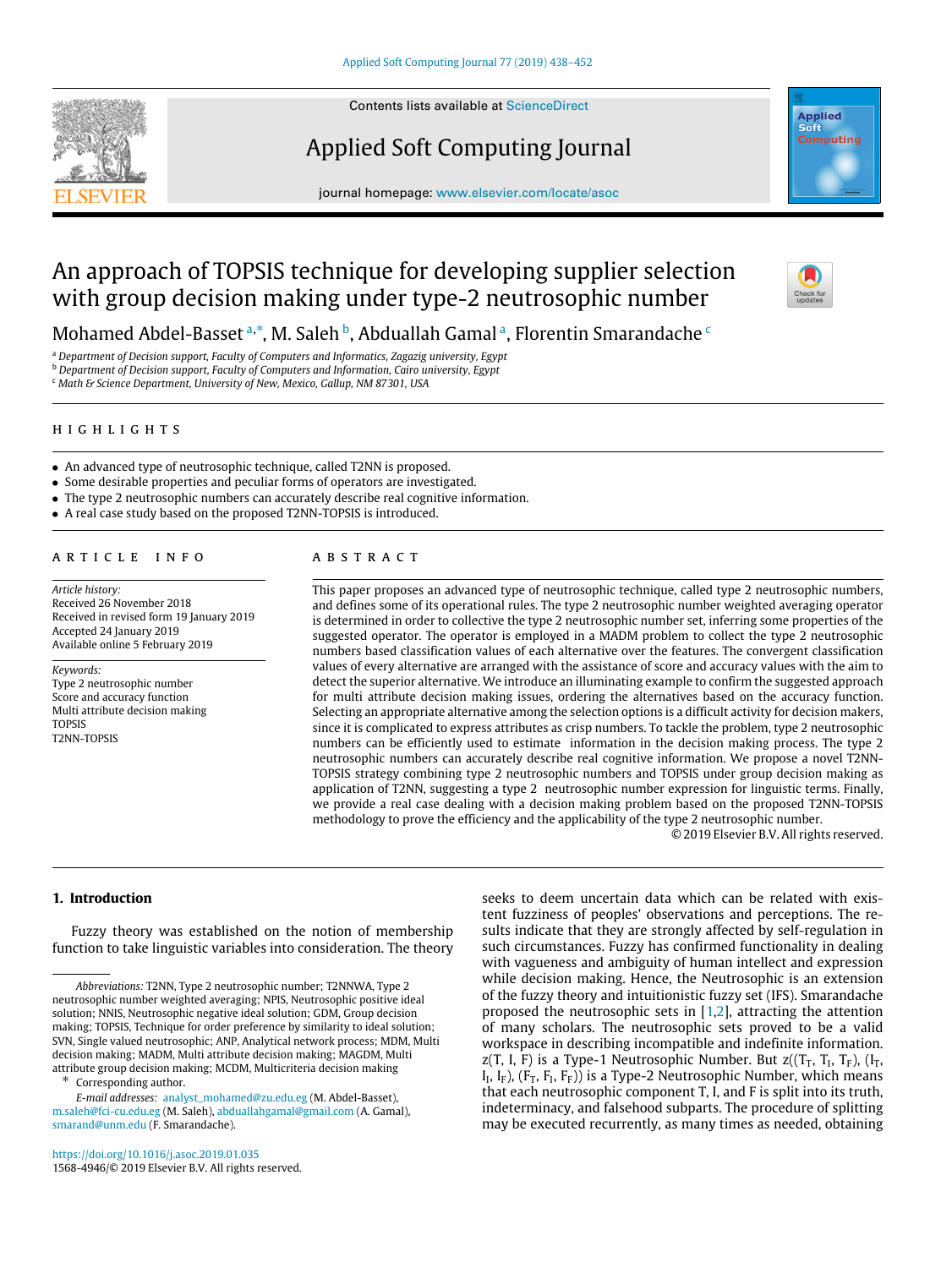# An approach of TOPSIS technique for developing supplier selection with group decision making under type-2 neutrosophic number

Mohamed Abdel-Basset [a,*], M. Saleh [b], Abduallah Gamal [a], Florentin Smarandache [c]

[a] Department of Decision support, Faculty of Computers and Informatics, Zagazig university, Egypt
[b] Department of Decision support, Faculty of Computers and Information, Cairo university, Egypt
[c] Math & Science Department, University of New, Mexico, Gallup, NM 87301, USA

## HIGHLIGHTS

- An advanced type of neutrosophic technique, called T2NN is proposed.
- Some desirable properties and peculiar forms of operators are investigated.
- The type 2 neutrosophic numbers can accurately describe real cognitive information.
- A real case study based on the proposed T2NN-TOPSIS is introduced.

## ARTICLE INFO

*Article history:*
Received 26 November 2018
Received in revised form 19 January 2019
Accepted 24 January 2019
Available online 5 February 2019

*Keywords:*
Type 2 neutrosophic number
Score and accuracy function
Multi attribute decision making
TOPSIS
T2NN-TOPSIS

## ABSTRACT

This paper proposes an advanced type of neutrosophic technique, called type 2 neutrosophic numbers, and defines some of its operational rules. The type 2 neutrosophic number weighted averaging operator is determined in order to collective the type 2 neutrosophic number set, inferring some properties of the suggested operator. The operator is employed in a MADM problem to collect the type 2 neutrosophic numbers based classification values of each alternative over the features. The convergent classification values of every alternative are arranged with the assistance of score and accuracy values with the aim to detect the superior alternative. We introduce an illuminating example to confirm the suggested approach for multi attribute decision making issues, ordering the alternatives based on the accuracy function. Selecting an appropriate alternative among the selection options is a difficult activity for decision makers, since it is complicated to express attributes as crisp numbers. To tackle the problem, type 2 neutrosophic numbers can be efficiently used to estimate information in the decision making process. The type 2 neutrosophic numbers can accurately describe real cognitive information. We propose a novel T2NN-TOPSIS strategy combining type 2 neutrosophic numbers and TOPSIS under group decision making as application of T2NN, suggesting a type 2 neutrosophic number expression for linguistic terms. Finally, we provide a real case dealing with a decision making problem based on the proposed T2NN-TOPSIS methodology to prove the efficiency and the applicability of the type 2 neutrosophic number.

© 2019 Elsevier B.V. All rights reserved.

## 1. Introduction

Fuzzy theory was established on the notion of membership function to take linguistic variables into consideration. The theory seeks to deem uncertain data which can be related with existent fuzziness of peoples' observations and perceptions. The results indicate that they are strongly affected by self-regulation in such circumstances. Fuzzy has confirmed functionality in dealing with vagueness and ambiguity of human intellect and expression while decision making. Hence, the Neutrosophic is an extension of the fuzzy theory and intuitionistic fuzzy set (IFS). Smarandache proposed the neutrosophic sets in [1,2], attracting the attention of many scholars. The neutrosophic sets proved to be a valid workspace in describing incompatible and indefinite information. z(T, I, F) is a Type-1 Neutrosophic Number. But $z((T_T, T_I, T_F), (I_T, I_I, I_F), (F_T, F_I, F_F))$ is a Type-2 Neutrosophic Number, which means that each neutrosophic component T, I, and F is split into its truth, indeterminacy, and falsehood subparts. The procedure of splitting may be executed recurrently, as many times as needed, obtaining

*Abbreviations:* T2NN, Type 2 neutrosophic number; T2NNWA, Type 2 neutrosophic number weighted averaging; NPIS, Neutrosophic positive ideal solution; NNIS, Neutrosophic negative ideal solution; GDM, Group decision making; TOPSIS, Technique for order preference by similarity to ideal solution; SVN, Single valued neutrosophic; ANP, Analytical network process; MDM, Multi decision making; MADM, Multi attribute decision making; MAGDM, Multi attribute group decision making; MCDM, Multicriteria decision making

* Corresponding author.
*E-mail addresses:* analyst_mohamed@zu.edu.eg (M. Abdel-Basset), m.saleh@fci-cu.edu.eg (M. Saleh), abduallahgamal@gmail.com (A. Gamal), smarand@unm.edu (F. Smarandache).

https://doi.org/10.1016/j.asoc.2019.01.035
1568-4946/© 2019 Elsevier B.V. All rights reserved.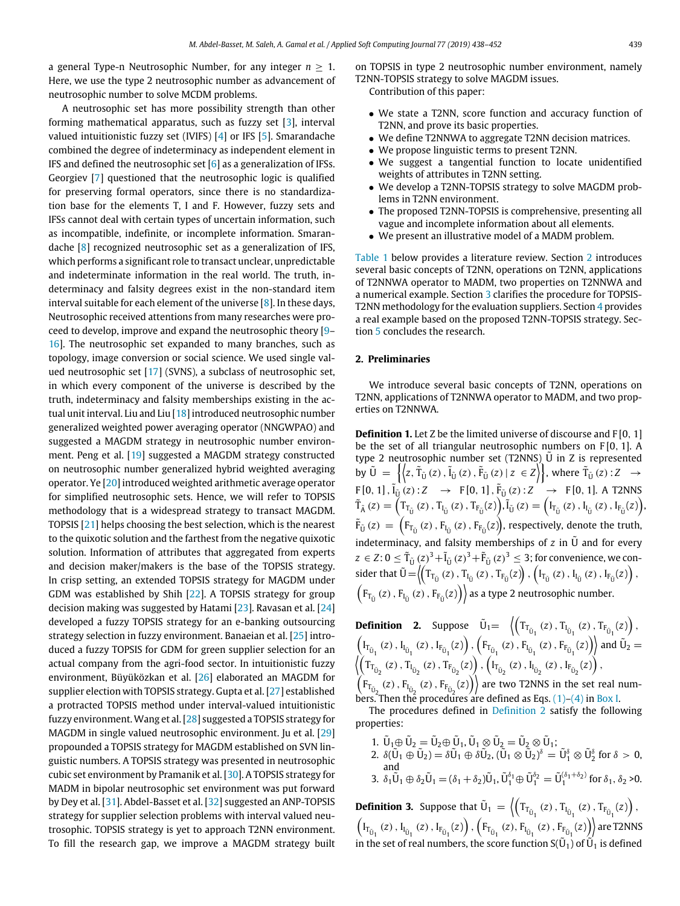a general Type-n Neutrosophic Number, for any integer $n \geq 1$. Here, we use the type 2 neutrosophic number as advancement of neutrosophic number to solve MCDM problems.

A neutrosophic set has more possibility strength than other forming mathematical apparatus, such as fuzzy set [3], interval valued intuitionistic fuzzy set (IVIFS) [4] or IFS [5]. Smarandache combined the degree of indeterminacy as independent element in IFS and defined the neutrosophic set [6] as a generalization of IFSs. Georgiev [7] questioned that the neutrosophic logic is qualified for preserving formal operators, since there is no standardization base for the elements T, I and F. However, fuzzy sets and IFSs cannot deal with certain types of uncertain information, such as incompatible, indefinite, or incomplete information. Smarandache [8] recognized neutrosophic set as a generalization of IFS, which performs a significant role to transact unclear, unpredictable and indeterminate information in the real world. The truth, indeterminacy and falsity degrees exist in the non-standard item interval suitable for each element of the universe [8]. In these days, Neutrosophic received attentions from many researches were proceed to develop, improve and expand the neutrosophic theory [9–16]. The neutrosophic set expanded to many branches, such as topology, image conversion or social science. We used single valued neutrosophic set [17] (SVNS), a subclass of neutrosophic set, in which every component of the universe is described by the truth, indeterminacy and falsity memberships existing in the actual unit interval. Liu and Liu [18] introduced neutrosophic number generalized weighted power averaging operator (NNGWPAO) and suggested a MAGDM strategy in neutrosophic number environment. Peng et al. [19] suggested a MAGDM strategy constructed on neutrosophic number generalized hybrid weighted averaging operator. Ye [20] introduced weighted arithmetic average operator for simplified neutrosophic sets. Hence, we will refer to TOPSIS methodology that is a widespread strategy to transact MAGDM. TOPSIS [21] helps choosing the best selection, which is the nearest to the quixotic solution and the farthest from the negative quixotic solution. Information of attributes that aggregated from experts and decision maker/makers is the base of the TOPSIS strategy. In crisp setting, an extended TOPSIS strategy for MAGDM under GDM was established by Shih [22]. A TOPSIS strategy for group decision making was suggested by Hatami [23]. Ravasan et al. [24] developed a fuzzy TOPSIS strategy for an e-banking outsourcing strategy selection in fuzzy environment. Banaeian et al. [25] introduced a fuzzy TOPSIS for GDM for green supplier selection for an actual company from the agri-food sector. In intuitionistic fuzzy environment, Büyüközkan et al. [26] elaborated an MAGDM for supplier election with TOPSIS strategy. Gupta et al. [27] established a protracted TOPSIS method under interval-valued intuitionistic fuzzy environment. Wang et al. [28] suggested a TOPSIS strategy for MAGDM in single valued neutrosophic environment. Ju et al. [29] propounded a TOPSIS strategy for MAGDM established on SVN linguistic numbers. A TOPSIS strategy was presented in neutrosophic cubic set environment by Pramanik et al. [30]. A TOPSIS strategy for MADM in bipolar neutrosophic set environment was put forward by Dey et al. [31]. Abdel-Basset et al. [32] suggested an ANP-TOPSIS strategy for supplier selection problems with interval valued neutrosophic. TOPSIS strategy is yet to approach T2NN environment. To fill the research gap, we improve a MAGDM strategy built on TOPSIS in type 2 neutrosophic number environment, namely T2NN-TOPSIS strategy to solve MAGDM issues.

Contribution of this paper:

- We state a T2NN, score function and accuracy function of T2NN, and prove its basic properties.
- We define T2NNWA to aggregate T2NN decision matrices.
- We propose linguistic terms to present T2NN.
- We suggest a tangential function to locate unidentified weights of attributes in T2NN setting.
- We develop a T2NN-TOPSIS strategy to solve MAGDM problems in T2NN environment.
- The proposed T2NN-TOPSIS is comprehensive, presenting all vague and incomplete information about all elements.
- We present an illustrative model of a MADM problem.

Table 1 below provides a literature review. Section 2 introduces several basic concepts of T2NN, operations on T2NN, applications of T2NNWA operator to MADM, two properties on T2NNWA and a numerical example. Section 3 clarifies the procedure for TOPSIS-T2NN methodology for the evaluation suppliers. Section 4 provides a real example based on the proposed T2NN-TOPSIS strategy. Section 5 concludes the research.

## 2. Preliminaries

We introduce several basic concepts of T2NN, operations on T2NN, applications of T2NNWA operator to MADM, and two properties on T2NNWA.

**Definition 1.** Let Z be the limited universe of discourse and F[0, 1] be the set of all triangular neutrosophic numbers on F[0, 1]. A type 2 neutrosophic number set (T2NNS) $\tilde{U}$ in Z is represented by $\tilde{U} = \left\{ \left\langle z, \tilde{T}_{\tilde{U}}(z), \tilde{I}_{\tilde{U}}(z), \tilde{F}_{\tilde{U}}(z) \mid z \in Z \right\rangle \right\}$, where $\tilde{T}_{\tilde{U}}(z) : Z \rightarrow F[0,1]$, $\tilde{I}_{\tilde{U}}(z) : Z \rightarrow F[0,1]$, $\tilde{F}_{\tilde{U}}(z) : Z \rightarrow F[0,1]$. A T2NNS $\tilde{T}_{\tilde{A}}(z) = \left( T_{T_{\tilde{U}}}(z), T_{I_{\tilde{U}}}(z), T_{F_{\tilde{U}}}(z) \right)$, $\tilde{I}_{\tilde{U}}(z) = \left( I_{T_{\tilde{U}}}(z), I_{I_{\tilde{U}}}(z), I_{F_{\tilde{U}}}(z) \right)$, $\tilde{F}_{\tilde{U}}(z) = \left( F_{T_{\tilde{U}}}(z), F_{I_{\tilde{U}}}(z), F_{F_{\tilde{U}}}(z) \right)$, respectively, denote the truth, indeterminacy, and falsity memberships of $z$ in $\tilde{U}$ and for every $z \in Z$: $0 \leq \tilde{T}_{\tilde{U}}(z)^3 + \tilde{I}_{\tilde{U}}(z)^3 + \tilde{F}_{\tilde{U}}(z)^3 \leq 3$; for convenience, we consider that $\tilde{U} = \left\langle \left( T_{T_{\tilde{U}}}(z), T_{I_{\tilde{U}}}(z), T_{F_{\tilde{U}}}(z) \right), \left( I_{T_{\tilde{U}}}(z), I_{I_{\tilde{U}}}(z), I_{F_{\tilde{U}}}(z) \right), \left( F_{T_{\tilde{U}}}(z), F_{I_{\tilde{U}}}(z), F_{F_{\tilde{U}}}(z) \right) \right\rangle$ as a type 2 neutrosophic number.

**Definition 2.** Suppose $\tilde{U}_1 = \left\langle \left( T_{T_{\tilde{U}_1}}(z), T_{I_{\tilde{U}_1}}(z), T_{F_{\tilde{U}_1}}(z) \right), \left( I_{T_{\tilde{U}_1}}(z), I_{I_{\tilde{U}_1}}(z), I_{F_{\tilde{U}_1}}(z) \right), \left( F_{T_{\tilde{U}_1}}(z), F_{I_{\tilde{U}_1}}(z), F_{F_{\tilde{U}_1}}(z) \right) \right\rangle$ and $\tilde{U}_2 = \left\langle \left( T_{T_{\tilde{U}_2}}(z), T_{I_{\tilde{U}_2}}(z), T_{F_{\tilde{U}_2}}(z) \right), \left( I_{T_{\tilde{U}_2}}(z), I_{I_{\tilde{U}_2}}(z), I_{F_{\tilde{U}_2}}(z) \right), \left( F_{T_{\tilde{U}_2}}(z), F_{I_{\tilde{U}_2}}(z), F_{F_{\tilde{U}_2}}(z) \right) \right\rangle$ are two T2NNS in the set real numbers. Then the procedures are defined as Eqs. (1)–(4) in Box I.

The procedures defined in Definition 2 satisfy the following properties:

1. $\tilde{U}_1 \oplus \tilde{U}_2 = \tilde{U}_2 \oplus \tilde{U}_1$, $\tilde{U}_1 \otimes \tilde{U}_2 = \tilde{U}_2 \otimes \tilde{U}_1$;
2. $\delta(\tilde{U}_1 \oplus \tilde{U}_2) = \delta\tilde{U}_1 \oplus \delta\tilde{U}_2$, $(\tilde{U}_1 \otimes \tilde{U}_2)^{\delta} = \tilde{U}_1^{\delta} \otimes \tilde{U}_2^{\delta}$ for $\delta > 0$, and
3. $\delta_1\tilde{U}_1 \oplus \delta_2\tilde{U}_1 = (\delta_1 + \delta_2)\tilde{U}_1$, $\tilde{U}_1^{\delta_1} \oplus \tilde{U}_1^{\delta_2} = \tilde{U}_1^{(\delta_1+\delta_2)}$ for $\delta_1, \delta_2 > 0$.

**Definition 3.** Suppose that $\tilde{U}_1 = \left\langle \left( T_{T_{\tilde{U}_1}}(z), T_{I_{\tilde{U}_1}}(z), T_{F_{\tilde{U}_1}}(z) \right), \left( I_{T_{\tilde{U}_1}}(z), I_{I_{\tilde{U}_1}}(z), I_{F_{\tilde{U}_1}}(z) \right), \left( F_{T_{\tilde{U}_1}}(z), F_{I_{\tilde{U}_1}}(z), F_{F_{\tilde{U}_1}}(z) \right) \right\rangle$ are T2NNS in the set of real numbers, the score function $S(\tilde{U}_1)$ of $\tilde{U}_1$ is defined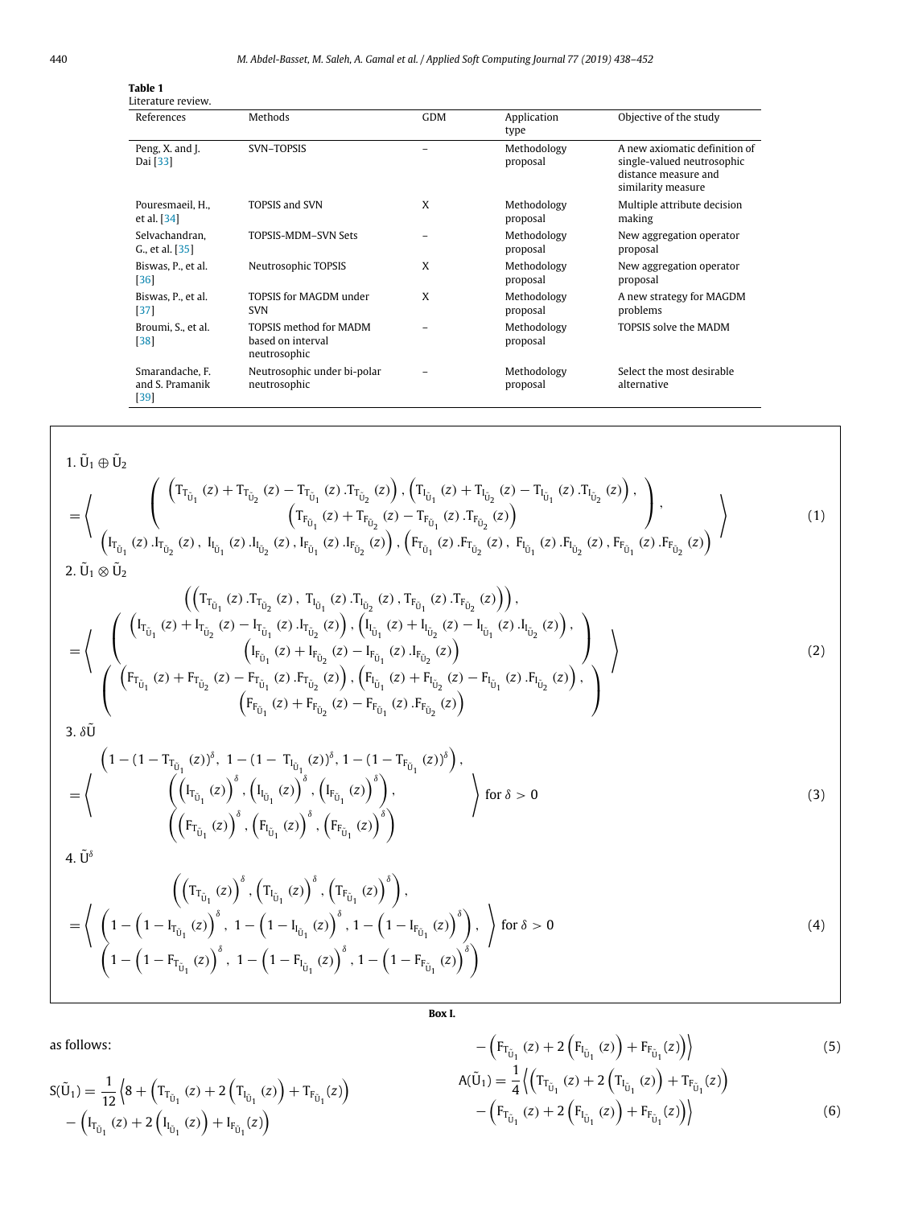**Table 1**
Literature review.

| References | Methods | GDM | Application type | Objective of the study |
|---|---|---|---|---|
| Peng, X. and J. Dai [33] | SVN–TOPSIS | – | Methodology proposal | A new axiomatic definition of single-valued neutrosophic distance measure and similarity measure |
| Pouresmaeil, H., et al. [34] | TOPSIS and SVN | X | Methodology proposal | Multiple attribute decision making |
| Selvachandran, G., et al. [35] | TOPSIS-MDM–SVN Sets | – | Methodology proposal | New aggregation operator proposal |
| Biswas, P., et al. [36] | Neutrosophic TOPSIS | X | Methodology proposal | New aggregation operator proposal |
| Biswas, P., et al. [37] | TOPSIS for MAGDM under SVN | X | Methodology proposal | A new strategy for MAGDM problems |
| Broumi, S., et al. [38] | TOPSIS method for MADM based on interval neutrosophic | – | Methodology proposal | TOPSIS solve the MADM |
| Smarandache, F. and S. Pramanik [39] | Neutrosophic under bi-polar neutrosophic | – | Methodology proposal | Select the most desirable alternative |

1. $\tilde{U}_1 \oplus \tilde{U}_2$

$$= \left\langle \begin{array}{c} \left( \begin{array}{c} \left(T_{T_{\tilde{U}_1}}(z) + T_{T_{\tilde{U}_2}}(z) - T_{T_{\tilde{U}_1}}(z).T_{T_{\tilde{U}_2}}(z)\right), \left(T_{I_{\tilde{U}_1}}(z) + T_{I_{\tilde{U}_2}}(z) - T_{I_{\tilde{U}_1}}(z).T_{I_{\tilde{U}_2}}(z)\right), \\ \left(T_{F_{\tilde{U}_1}}(z) + T_{F_{\tilde{U}_2}}(z) - T_{F_{\tilde{U}_1}}(z).T_{F_{\tilde{U}_2}}(z)\right) \end{array} \right), \\ \left(I_{T_{\tilde{U}_1}}(z).I_{T_{\tilde{U}_2}}(z),\ I_{I_{\tilde{U}_1}}(z).I_{I_{\tilde{U}_2}}(z), I_{F_{\tilde{U}_1}}(z).I_{F_{\tilde{U}_2}}(z)\right), \left(F_{T_{\tilde{U}_1}}(z).F_{T_{\tilde{U}_2}}(z),\ F_{I_{\tilde{U}_1}}(z).F_{I_{\tilde{U}_2}}(z), F_{F_{\tilde{U}_1}}(z).F_{F_{\tilde{U}_2}}(z)\right) \end{array} \right\rangle \tag{1}$$

2. $\tilde{U}_1 \otimes \tilde{U}_2$

$$= \left\langle \begin{array}{c} \left(\left(T_{T_{\tilde{U}_1}}(z).T_{T_{\tilde{U}_2}}(z),\ T_{I_{\tilde{U}_1}}(z).T_{I_{\tilde{U}_2}}(z), T_{F_{\tilde{U}_1}}(z).T_{F_{\tilde{U}_2}}(z)\right)\right), \\ \left( \begin{array}{c} \left(I_{T_{\tilde{U}_1}}(z) + I_{T_{\tilde{U}_2}}(z) - I_{T_{\tilde{U}_1}}(z).I_{T_{\tilde{U}_2}}(z)\right), \left(I_{I_{\tilde{U}_1}}(z) + I_{I_{\tilde{U}_2}}(z) - I_{I_{\tilde{U}_1}}(z).I_{I_{\tilde{U}_2}}(z)\right), \\ \left(I_{F_{\tilde{U}_1}}(z) + I_{F_{\tilde{U}_2}}(z) - I_{F_{\tilde{U}_1}}(z).I_{F_{\tilde{U}_2}}(z)\right) \end{array} \right) \\ \left( \begin{array}{c} \left(F_{T_{\tilde{U}_1}}(z) + F_{T_{\tilde{U}_2}}(z) - F_{T_{\tilde{U}_1}}(z).F_{T_{\tilde{U}_2}}(z)\right), \left(F_{I_{\tilde{U}_1}}(z) + F_{I_{\tilde{U}_2}}(z) - F_{I_{\tilde{U}_1}}(z).F_{I_{\tilde{U}_2}}(z)\right), \\ \left(F_{F_{\tilde{U}_1}}(z) + F_{F_{\tilde{U}_2}}(z) - F_{F_{\tilde{U}_1}}(z).F_{F_{\tilde{U}_2}}(z)\right) \end{array} \right) \end{array} \right\rangle \tag{2}$$

3. $\delta\tilde{U}$

$$= \left\langle \begin{array}{c} \left(1 - (1 - T_{T_{\tilde{U}_1}}(z))^{\delta},\ 1 - (1 - T_{I_{\tilde{U}_1}}(z))^{\delta}, 1 - (1 - T_{F_{\tilde{U}_1}}(z))^{\delta}\right), \\ \left(\left(I_{T_{\tilde{U}_1}}(z)\right)^{\delta}, \left(I_{I_{\tilde{U}_1}}(z)\right)^{\delta}, \left(I_{F_{\tilde{U}_1}}(z)\right)^{\delta}\right), \\ \left(\left(F_{T_{\tilde{U}_1}}(z)\right)^{\delta}, \left(F_{I_{\tilde{U}_1}}(z)\right)^{\delta}, \left(F_{F_{\tilde{U}_1}}(z)\right)^{\delta}\right) \end{array} \right\rangle \text{ for } \delta > 0 \tag{3}$$

4. $\tilde{U}^{\delta}$

$$= \left\langle \begin{array}{c} \left(\left(T_{T_{\tilde{U}_1}}(z)\right)^{\delta}, \left(T_{I_{\tilde{U}_1}}(z)\right)^{\delta}, \left(T_{F_{\tilde{U}_1}}(z)\right)^{\delta}\right), \\ \left(1 - \left(1 - I_{T_{\tilde{U}_1}}(z)\right)^{\delta},\ 1 - \left(1 - I_{I_{\tilde{U}_1}}(z)\right)^{\delta}, 1 - \left(1 - I_{F_{\tilde{U}_1}}(z)\right)^{\delta}\right), \\ \left(1 - \left(1 - F_{T_{\tilde{U}_1}}(z)\right)^{\delta},\ 1 - \left(1 - F_{I_{\tilde{U}_1}}(z)\right)^{\delta}, 1 - \left(1 - F_{F_{\tilde{U}_1}}(z)\right)^{\delta}\right) \end{array} \right\rangle \text{ for } \delta > 0 \tag{4}$$

**Box I.**

as follows:

$$S(\tilde{U}_1) = \frac{1}{12}\left\langle 8 + \left(T_{T_{\tilde{U}_1}}(z) + 2\left(T_{I_{\tilde{U}_1}}(z)\right) + T_{F_{\tilde{U}_1}}(z)\right) - \left(I_{T_{\tilde{U}_1}}(z) + 2\left(I_{I_{\tilde{U}_1}}(z)\right) + I_{F_{\tilde{U}_1}}(z)\right) - \left(F_{T_{\tilde{U}_1}}(z) + 2\left(F_{I_{\tilde{U}_1}}(z)\right) + F_{F_{\tilde{U}_1}}(z)\right)\right\rangle \tag{5}$$

$$A(\tilde{U}_1) = \frac{1}{4}\left\langle \left(T_{T_{\tilde{U}_1}}(z) + 2\left(T_{I_{\tilde{U}_1}}(z)\right) + T_{F_{\tilde{U}_1}}(z)\right) - \left(F_{T_{\tilde{U}_1}}(z) + 2\left(F_{I_{\tilde{U}_1}}(z)\right) + F_{F_{\tilde{U}_1}}(z)\right)\right\rangle \tag{6}$$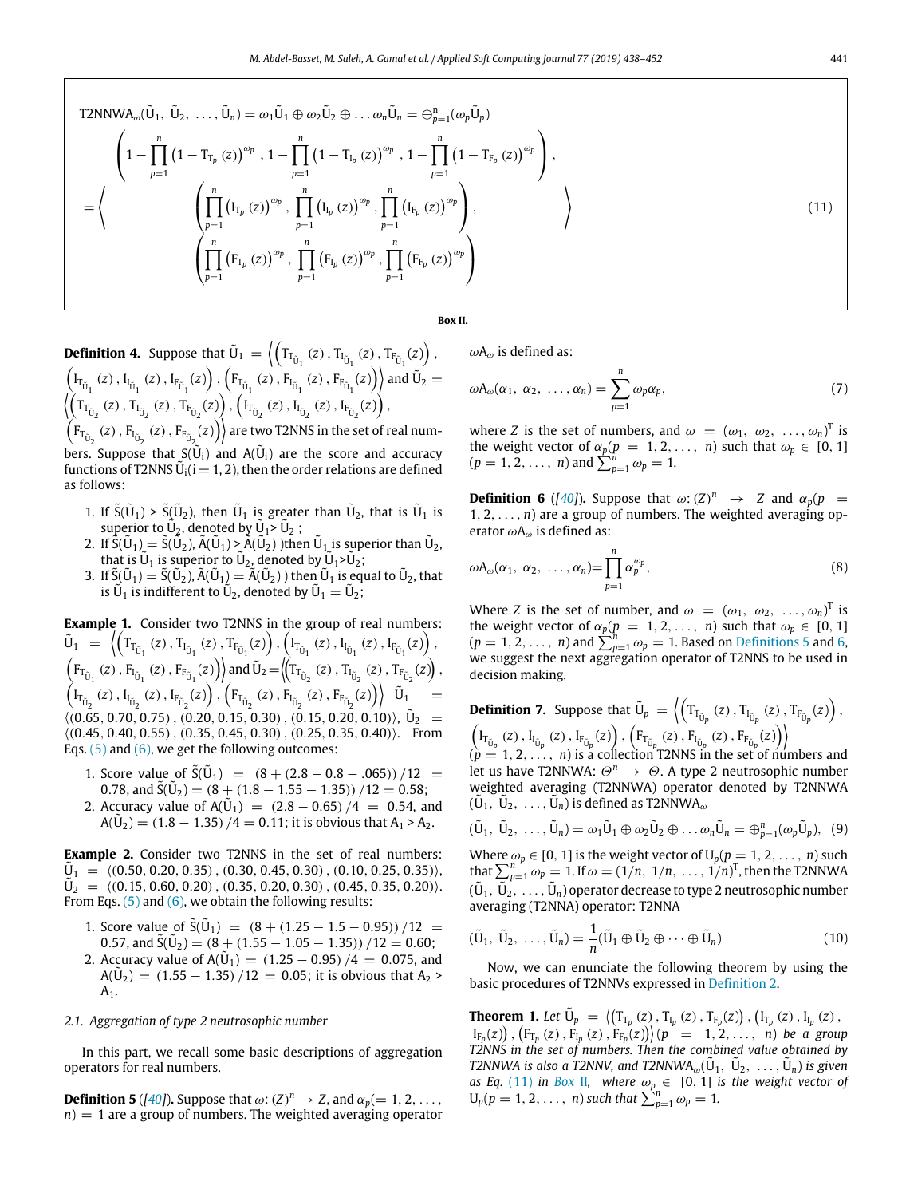$$\mathrm{T2NNWA}_{\omega}(\tilde{U}_1,\ \tilde{U}_2,\ \ldots,\tilde{U}_n) = \omega_1\tilde{U}_1 \oplus \omega_2\tilde{U}_2 \oplus \ldots \omega_n\tilde{U}_n = \oplus_{p=1}^{n}(\omega_p\tilde{U}_p)$$

$$= \left\langle \begin{array}{c} \left(1-\prod_{p=1}^{n}\left(1-T_{T_p}(z)\right)^{\omega_p},\ 1-\prod_{p=1}^{n}\left(1-T_{I_p}(z)\right)^{\omega_p},\ 1-\prod_{p=1}^{n}\left(1-T_{F_p}(z)\right)^{\omega_p}\right), \\ \left(\prod_{p=1}^{n}\left(I_{T_p}(z)\right)^{\omega_p},\ \prod_{p=1}^{n}\left(I_{I_p}(z)\right)^{\omega_p},\prod_{p=1}^{n}\left(I_{F_p}(z)\right)^{\omega_p}\right), \\ \left(\prod_{p=1}^{n}\left(F_{T_p}(z)\right)^{\omega_p},\ \prod_{p=1}^{n}\left(F_{I_p}(z)\right)^{\omega_p},\prod_{p=1}^{n}\left(F_{F_p}(z)\right)^{\omega_p}\right) \end{array} \right\rangle \tag{11}$$

**Box II.**

**Definition 4.** Suppose that $\tilde{U}_1 = \left\langle \left(T_{T_{\tilde{U}_1}}(z), T_{I_{\tilde{U}_1}}(z), T_{F_{\tilde{U}_1}}(z)\right), \left(I_{T_{\tilde{U}_1}}(z), I_{I_{\tilde{U}_1}}(z), I_{F_{\tilde{U}_1}}(z)\right), \left(F_{T_{\tilde{U}_1}}(z), F_{I_{\tilde{U}_1}}(z), F_{F_{\tilde{U}_1}}(z)\right)\right\rangle$ and $\tilde{U}_2 = \left\langle \left(T_{T_{\tilde{U}_2}}(z), T_{I_{\tilde{U}_2}}(z), T_{F_{\tilde{U}_2}}(z)\right), \left(I_{T_{\tilde{U}_2}}(z), I_{I_{\tilde{U}_2}}(z), I_{F_{\tilde{U}_2}}(z)\right), \left(F_{T_{\tilde{U}_2}}(z), F_{I_{\tilde{U}_2}}(z), F_{F_{\tilde{U}_2}}(z)\right)\right\rangle$ are two T2NNS in the set of real numbers. Suppose that $\tilde{S}(\tilde{U}_i)$ and $A(\tilde{U}_i)$ are the score and accuracy functions of T2NNS $\tilde{U}_i (i = 1, 2)$, then the order relations are defined as follows:

1. If $\tilde{S}(\tilde{U}_1) > \tilde{S}(\tilde{U}_2)$, then $\tilde{U}_1$ is greater than $\tilde{U}_2$, that is $\tilde{U}_1$ is superior to $\tilde{U}_2$, denoted by $\tilde{U}_1 > \tilde{U}_2$ ;
2. If $\tilde{S}(\tilde{U}_1) = \tilde{S}(\tilde{U}_2)$, $\tilde{A}(\tilde{U}_1) > \tilde{A}(\tilde{U}_2)$ )then $\tilde{U}_1$ is superior than $\tilde{U}_2$, that is $\tilde{U}_1$ is superior to $\tilde{U}_2$, denoted by $\tilde{U}_1 > \tilde{U}_2$;
3. If $\tilde{S}(\tilde{U}_1) = \tilde{S}(\tilde{U}_2)$, $\tilde{A}(\tilde{U}_1) = \tilde{A}(\tilde{U}_2)$ ) then $\tilde{U}_1$ is equal to $\tilde{U}_2$, that is $\tilde{U}_1$ is indifferent to $\tilde{U}_2$, denoted by $\tilde{U}_1 = \tilde{U}_2$;

**Example 1.** Consider two T2NNS in the group of real numbers: $\tilde{U}_1 = \left\langle \left(T_{T_{\tilde{U}_1}}(z), T_{I_{\tilde{U}_1}}(z), T_{F_{\tilde{U}_1}}(z)\right), \left(I_{T_{\tilde{U}_1}}(z), I_{I_{\tilde{U}_1}}(z), I_{F_{\tilde{U}_1}}(z)\right), \left(F_{T_{\tilde{U}_1}}(z), F_{I_{\tilde{U}_1}}(z), F_{F_{\tilde{U}_1}}(z)\right)\right\rangle$ and $\tilde{U}_2 = \left\langle \left(T_{T_{\tilde{U}_2}}(z), T_{I_{\tilde{U}_2}}(z), T_{F_{\tilde{U}_2}}(z)\right), \left(I_{T_{\tilde{U}_2}}(z), I_{I_{\tilde{U}_2}}(z), I_{F_{\tilde{U}_2}}(z)\right), \left(F_{T_{\tilde{U}_2}}(z), F_{I_{\tilde{U}_2}}(z), F_{F_{\tilde{U}_2}}(z)\right)\right\rangle$ $\tilde{U}_1 = \langle(0.65, 0.70, 0.75), (0.20, 0.15, 0.30), (0.15, 0.20, 0.10)\rangle$, $\tilde{U}_2 = \langle(0.45, 0.40, 0.55), (0.35, 0.45, 0.30), (0.25, 0.35, 0.40)\rangle$. From Eqs. (5) and (6), we get the following outcomes:

1. Score value of $\tilde{S}(\tilde{U}_1) = (8 + (2.8 - 0.8 - .065))/12 = 0.78$, and $\tilde{S}(\tilde{U}_2) = (8 + (1.8 - 1.55 - 1.35))/12 = 0.58$;
2. Accuracy value of $A(\tilde{U}_1) = (2.8 - 0.65)/4 = 0.54$, and $A(\tilde{U}_2) = (1.8 - 1.35)/4 = 0.11$; it is obvious that $A_1 > A_2$.

**Example 2.** Consider two T2NNS in the set of real numbers: $\tilde{U}_1 = \langle(0.50, 0.20, 0.35), (0.30, 0.45, 0.30), (0.10, 0.25, 0.35)\rangle$, $\tilde{U}_2 = \langle(0.15, 0.60, 0.20), (0.35, 0.20, 0.30), (0.45, 0.35, 0.20)\rangle$. From Eqs. (5) and (6), we obtain the following results:

1. Score value of $\tilde{S}(\tilde{U}_1) = (8 + (1.25 - 1.5 - 0.95))/12 = 0.57$, and $\tilde{S}(\tilde{U}_2) = (8 + (1.55 - 1.05 - 1.35))/12 = 0.60$;
2. Accuracy value of $A(\tilde{U}_1) = (1.25 - 0.95)/4 = 0.075$, and $A(\tilde{U}_2) = (1.55 - 1.35)/12 = 0.05$; it is obvious that $A_2 > A_1$.

### 2.1. Aggregation of type 2 neutrosophic number

In this part, we recall some basic descriptions of aggregation operators for real numbers.

**Definition 5** ([40]). Suppose that $\omega: (Z)^n \to Z$, and $\alpha_p(= 1, 2, \ldots, n) = 1$ are a group of numbers. The weighted averaging operator $\omega A_\omega$ is defined as:

$$\omega A_\omega(\alpha_1,\ \alpha_2,\ \ldots,\alpha_n) = \sum_{p=1}^{n}\omega_p\alpha_p, \tag{7}$$

where $Z$ is the set of numbers, and $\omega = (\omega_1,\ \omega_2,\ \ldots,\omega_n)^T$ is the weight vector of $\alpha_p(p = 1, 2, \ldots, n)$ such that $\omega_p \in [0, 1]$ $(p = 1, 2, \ldots, n)$ and $\sum_{p=1}^{n}\omega_p = 1$.

**Definition 6** ([40]). Suppose that $\omega: (Z)^n \to Z$ and $\alpha_p(p = 1, 2, \ldots, n)$ are a group of numbers. The weighted averaging operator $\omega A_\omega$ is defined as:

$$\omega A_\omega(\alpha_1,\ \alpha_2,\ \ldots,\alpha_n) = \prod_{p=1}^{n}\alpha_p^{\omega_p}, \tag{8}$$

Where $Z$ is the set of number, and $\omega = (\omega_1,\ \omega_2,\ \ldots,\omega_n)^T$ is the weight vector of $\alpha_p(p = 1, 2, \ldots, n)$ such that $\omega_p \in [0, 1]$ $(p = 1, 2, \ldots, n)$ and $\sum_{p=1}^{n}\omega_p = 1$. Based on Definitions 5 and 6, we suggest the next aggregation operator of T2NNS to be used in decision making.

**Definition 7.** Suppose that $\tilde{U}_p = \left\langle \left(T_{T_{\tilde{U}_p}}(z), T_{I_{\tilde{U}_p}}(z), T_{F_{\tilde{U}_p}}(z)\right), \left(I_{T_{\tilde{U}_p}}(z), I_{I_{\tilde{U}_p}}(z), I_{F_{\tilde{U}_p}}(z)\right), \left(F_{T_{\tilde{U}_p}}(z), F_{I_{\tilde{U}_p}}(z), F_{F_{\tilde{U}_p}}(z)\right)\right\rangle$ $(p = 1, 2, \ldots, n)$ is a collection T2NNS in the set of numbers and let us have T2NNWA: $\Theta^n \to \Theta$. A type 2 neutrosophic number weighted averaging (T2NNWA) operator denoted by T2NNWA $(\tilde{U}_1,\ \tilde{U}_2,\ \ldots,\tilde{U}_n)$ is defined as $\mathrm{T2NNWA}_\omega$

$$(\tilde{U}_1,\ \tilde{U}_2,\ \ldots,\tilde{U}_n) = \omega_1\tilde{U}_1 \oplus \omega_2\tilde{U}_2 \oplus \ldots \omega_n\tilde{U}_n = \oplus_{p=1}^{n}(\omega_p\tilde{U}_p), \tag{9}$$

Where $\omega_p \in [0, 1]$ is the weight vector of $U_p(p = 1, 2, \ldots, n)$ such that $\sum_{p=1}^{n}\omega_p = 1$. If $\omega = (1/n,\ 1/n,\ \ldots, 1/n)^T$, then the T2NNWA $(\tilde{U}_1,\ \tilde{U}_2,\ \ldots,\tilde{U}_n)$ operator decrease to type 2 neutrosophic number averaging (T2NNA) operator: T2NNA

$$(\tilde{U}_1,\ \tilde{U}_2,\ \ldots,\tilde{U}_n) = \frac{1}{n}(\tilde{U}_1 \oplus \tilde{U}_2 \oplus \cdots \oplus \tilde{U}_n) \tag{10}$$

Now, we can enunciate the following theorem by using the basic procedures of T2NNVs expressed in Definition 2.

**Theorem 1.** *Let $\tilde{U}_p = \left\langle \left(T_{T_p}(z), T_{I_p}(z), T_{F_p}(z)\right), \left(I_{T_p}(z), I_{I_p}(z), I_{F_p}(z)\right), \left(F_{T_p}(z), F_{I_p}(z), F_{F_p}(z)\right)\right\rangle (p = 1, 2, \ldots, n)$ be a group of T2NNS in the set of numbers. Then the combined value obtained by T2NNWA is also a T2NNV, and $\mathrm{T2NNWA}_\omega(\tilde{U}_1,\ \tilde{U}_2,\ \ldots,\tilde{U}_n)$ is given as Eq. (11) in Box II, where $\omega_p \in [0, 1]$ is the weight vector of $U_p(p = 1, 2, \ldots, n)$ such that $\sum_{p=1}^{n}\omega_p = 1$.*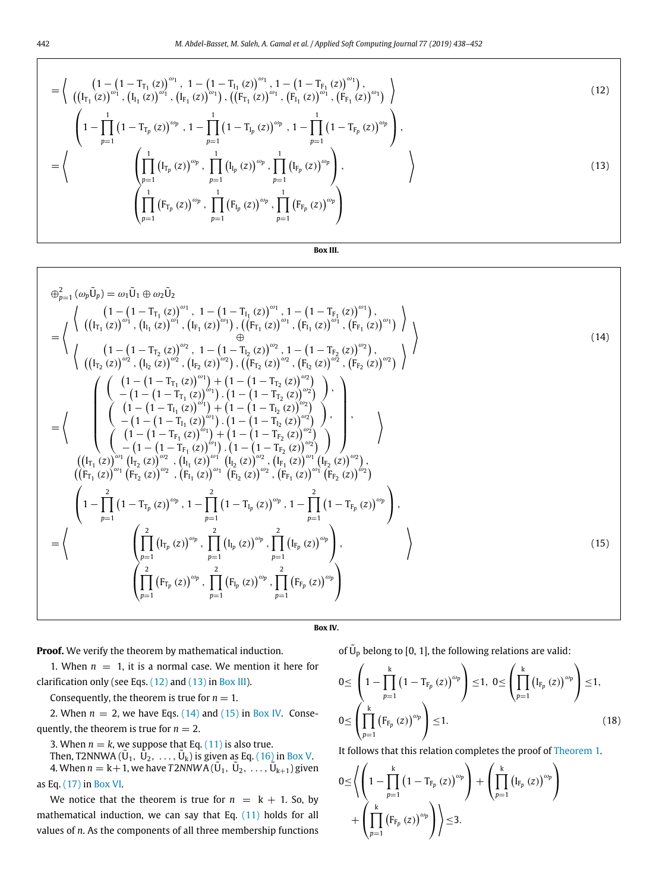$$=\left\langle \begin{array}{c} \left(1-\left(1-\mathrm{T}_{\mathrm{T}_1}(z)\right)^{\omega_1},\ 1-\left(1-\mathrm{T}_{\mathrm{I}_1}(z)\right)^{\omega_1},1-\left(1-\mathrm{T}_{\mathrm{F}_1}(z)\right)^{\omega_1}\right), \\ \left(\left(\mathrm{I}_{\mathrm{T}_1}(z)\right)^{\omega_1},\left(\mathrm{I}_{\mathrm{I}_1}(z)\right)^{\omega_1},\left(\mathrm{I}_{\mathrm{F}_1}(z)\right)^{\omega_1}\right),\left(\left(\mathrm{F}_{\mathrm{T}_1}(z)\right)^{\omega_1},\left(\mathrm{F}_{\mathrm{I}_1}(z)\right)^{\omega_1},\left(\mathrm{F}_{\mathrm{F}_1}(z)\right)^{\omega_1}\right) \end{array} \right\rangle \tag{12}$$

$$=\left\langle \begin{array}{c} \left(1-\prod_{p=1}^{1}\left(1-\mathrm{T}_{\mathrm{T}_p}(z)\right)^{\omega_p},\ 1-\prod_{p=1}^{1}\left(1-\mathrm{T}_{\mathrm{I}_p}(z)\right)^{\omega_p},\ 1-\prod_{p=1}^{1}\left(1-\mathrm{T}_{\mathrm{F}_p}(z)\right)^{\omega_p}\right), \\ \left(\prod_{p=1}^{1}\left(\mathrm{I}_{\mathrm{T}_p}(z)\right)^{\omega_p},\ \prod_{p=1}^{1}\left(\mathrm{I}_{\mathrm{I}_p}(z)\right)^{\omega_p},\ \prod_{p=1}^{1}\left(\mathrm{I}_{\mathrm{F}_p}(z)\right)^{\omega_p}\right), \\ \left(\prod_{p=1}^{1}\left(\mathrm{F}_{\mathrm{T}_p}(z)\right)^{\omega_p},\ \prod_{p=1}^{1}\left(\mathrm{F}_{\mathrm{I}_p}(z)\right)^{\omega_p},\ \prod_{p=1}^{1}\left(\mathrm{F}_{\mathrm{F}_p}(z)\right)^{\omega_p}\right) \end{array} \right\rangle \tag{13}$$

**Box III.**

$$\oplus_{p=1}^{2}\left(\omega_p\tilde{\mathrm{U}}_p\right)=\omega_1\tilde{\mathrm{U}}_1\oplus\omega_2\tilde{\mathrm{U}}_2$$

$$=\left\langle \begin{array}{c} \left\langle \begin{array}{c} \left(1-\left(1-\mathrm{T}_{\mathrm{T}_1}(z)\right)^{\omega_1},\ 1-\left(1-\mathrm{T}_{\mathrm{I}_1}(z)\right)^{\omega_1},1-\left(1-\mathrm{T}_{\mathrm{F}_1}(z)\right)^{\omega_1}\right), \\ \left(\left(\mathrm{I}_{\mathrm{T}_1}(z)\right)^{\omega_1},\left(\mathrm{I}_{\mathrm{I}_1}(z)\right)^{\omega_1},\left(\mathrm{I}_{\mathrm{F}_1}(z)\right)^{\omega_1}\right),\left(\left(\mathrm{F}_{\mathrm{T}_1}(z)\right)^{\omega_1},\left(\mathrm{F}_{\mathrm{I}_1}(z)\right)^{\omega_1},\left(\mathrm{F}_{\mathrm{F}_1}(z)\right)^{\omega_1}\right) \end{array} \right\rangle \\ \oplus \\ \left\langle \begin{array}{c} \left(1-\left(1-\mathrm{T}_{\mathrm{T}_2}(z)\right)^{\omega_2},\ 1-\left(1-\mathrm{T}_{\mathrm{I}_2}(z)\right)^{\omega_2},1-\left(1-\mathrm{T}_{\mathrm{F}_2}(z)\right)^{\omega_2}\right), \\ \left(\left(\mathrm{I}_{\mathrm{T}_2}(z)\right)^{\omega_2},\left(\mathrm{I}_{\mathrm{I}_2}(z)\right)^{\omega_2},\left(\mathrm{I}_{\mathrm{F}_2}(z)\right)^{\omega_2}\right),\left(\left(\mathrm{F}_{\mathrm{T}_2}(z)\right)^{\omega_2},\left(\mathrm{F}_{\mathrm{I}_2}(z)\right)^{\omega_2},\left(\mathrm{F}_{\mathrm{F}_2}(z)\right)^{\omega_2}\right) \end{array} \right\rangle \end{array} \right\rangle \tag{14}$$

$$=\left\langle \begin{array}{c} \left( \begin{array}{c} \left( \begin{array}{c} \left(1-\left(1-\mathrm{T}_{\mathrm{T}_1}(z)\right)^{\omega_1}\right)+\left(1-\left(1-\mathrm{T}_{\mathrm{T}_2}(z)\right)^{\omega_2}\right) \\ -\left(1-\left(1-\mathrm{T}_{\mathrm{T}_1}(z)\right)^{\omega_1}\right).\left(1-\left(1-\mathrm{T}_{\mathrm{T}_2}(z)\right)^{\omega_2}\right) \end{array} \right), \\ \left( \begin{array}{c} \left(1-\left(1-\mathrm{T}_{\mathrm{I}_1}(z)\right)^{\omega_1}\right)+\left(1-\left(1-\mathrm{T}_{\mathrm{I}_2}(z)\right)^{\omega_2}\right) \\ -\left(1-\left(1-\mathrm{T}_{\mathrm{I}_1}(z)\right)^{\omega_1}\right).\left(1-\left(1-\mathrm{T}_{\mathrm{I}_2}(z)\right)^{\omega_2}\right) \end{array} \right), \\ \left( \begin{array}{c} \left(1-\left(1-\mathrm{T}_{\mathrm{F}_1}(z)\right)^{\omega_1}\right)+\left(1-\left(1-\mathrm{T}_{\mathrm{F}_2}(z)\right)^{\omega_2}\right) \\ -\left(1-\left(1-\mathrm{T}_{\mathrm{F}_1}(z)\right)^{\omega_1}\right).\left(1-\left(1-\mathrm{T}_{\mathrm{F}_2}(z)\right)^{\omega_2}\right) \end{array} \right) \end{array} \right), \\ \left(\left(\mathrm{I}_{\mathrm{T}_1}(z)\right)^{\omega_1}\left(\mathrm{I}_{\mathrm{T}_2}(z)\right)^{\omega_2},\left(\mathrm{I}_{\mathrm{I}_1}(z)\right)^{\omega_1}\left(\mathrm{I}_{\mathrm{I}_2}(z)\right)^{\omega_2},\left(\mathrm{I}_{\mathrm{F}_1}(z)\right)^{\omega_1}\left(\mathrm{I}_{\mathrm{F}_2}(z)\right)^{\omega_2}\right), \\ \left(\left(\mathrm{F}_{\mathrm{T}_1}(z)\right)^{\omega_1}\left(\mathrm{F}_{\mathrm{T}_2}(z)\right)^{\omega_2},\left(\mathrm{F}_{\mathrm{I}_1}(z)\right)^{\omega_1}\left(\mathrm{F}_{\mathrm{I}_2}(z)\right)^{\omega_2},\left(\mathrm{F}_{\mathrm{F}_1}(z)\right)^{\omega_1}\left(\mathrm{F}_{\mathrm{F}_2}(z)\right)^{\omega_2}\right) \end{array} \right\rangle$$

$$=\left\langle \begin{array}{c} \left(1-\prod_{p=1}^{2}\left(1-\mathrm{T}_{\mathrm{T}_p}(z)\right)^{\omega_p},\ 1-\prod_{p=1}^{2}\left(1-\mathrm{T}_{\mathrm{I}_p}(z)\right)^{\omega_p},\ 1-\prod_{p=1}^{2}\left(1-\mathrm{T}_{\mathrm{F}_p}(z)\right)^{\omega_p}\right), \\ \left(\prod_{p=1}^{2}\left(\mathrm{I}_{\mathrm{T}_p}(z)\right)^{\omega_p},\ \prod_{p=1}^{2}\left(\mathrm{I}_{\mathrm{I}_p}(z)\right)^{\omega_p},\ \prod_{p=1}^{2}\left(\mathrm{I}_{\mathrm{F}_p}(z)\right)^{\omega_p}\right), \\ \left(\prod_{p=1}^{2}\left(\mathrm{F}_{\mathrm{T}_p}(z)\right)^{\omega_p},\ \prod_{p=1}^{2}\left(\mathrm{F}_{\mathrm{I}_p}(z)\right)^{\omega_p},\ \prod_{p=1}^{2}\left(\mathrm{F}_{\mathrm{F}_p}(z)\right)^{\omega_p}\right) \end{array} \right\rangle \tag{15}$$

**Box IV.**

**Proof.** We verify the theorem by mathematical induction.

1. When $n = 1$, it is a normal case. We mention it here for clarification only (see Eqs. (12) and (13) in Box III).

Consequently, the theorem is true for $n = 1$.

2. When $n = 2$, we have Eqs. (14) and (15) in Box IV. Consequently, the theorem is true for $n = 2$.

3. When $n = k$, we suppose that Eq. (11) is also true. Then, T2NNWA $(\tilde{\mathrm{U}}_1,\ \tilde{\mathrm{U}}_2,\ \ldots,\tilde{\mathrm{U}}_k)$ is given as Eq. (16) in Box V.

4. When $n = k+1$, we have $T2NNWA\,(\tilde{\mathrm{U}}_1,\ \tilde{\mathrm{U}}_2,\ \ldots,\tilde{\mathrm{U}}_{k+1})$ given as Eq. (17) in Box VI.

We notice that the theorem is true for $n = k+1$. So, by mathematical induction, we can say that Eq. (11) holds for all values of $n$. As the components of all three membership functions of $\tilde{\mathrm{U}}_p$ belong to [0, 1], the following relations are valid:

$$0\leq\left(1-\prod_{p=1}^{k}\left(1-\mathrm{T}_{\mathrm{F}_p}(z)\right)^{\omega_p}\right)\leq 1,\ 0\leq\left(\prod_{p=1}^{k}\left(\mathrm{I}_{\mathrm{F}_p}(z)\right)^{\omega_p}\right)\leq 1,$$
$$0\leq\left(\prod_{p=1}^{k}\left(\mathrm{F}_{\mathrm{F}_p}(z)\right)^{\omega_p}\right)\leq 1. \tag{18}$$

It follows that this relation completes the proof of Theorem 1.

$$0\leq\left\langle\left(1-\prod_{p=1}^{k}\left(1-\mathrm{T}_{\mathrm{F}_p}(z)\right)^{\omega_p}\right)+\left(\prod_{p=1}^{k}\left(\mathrm{I}_{\mathrm{F}_p}(z)\right)^{\omega_p}\right)+\left(\prod_{p=1}^{k}\left(\mathrm{F}_{\mathrm{F}_p}(z)\right)^{\omega_p}\right)\right\rangle\leq 3.$$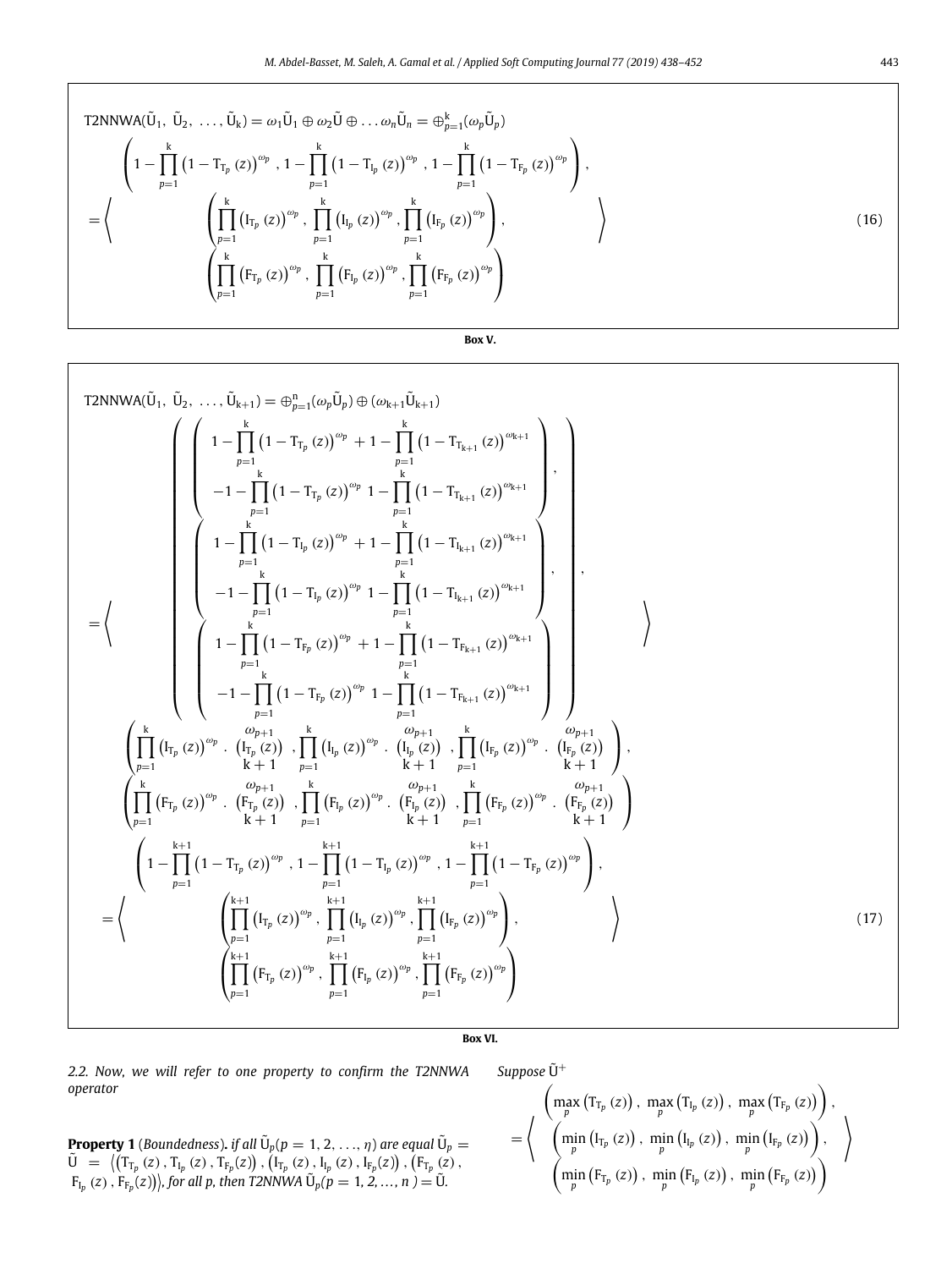$$\text{T2NNWA}(\tilde{U}_1,\ \tilde{U}_2,\ \ldots,\tilde{U}_k) = \omega_1\tilde{U}_1 \oplus \omega_2\tilde{U} \oplus \ldots \omega_n\tilde{U}_n = \oplus_{p=1}^{k}(\omega_p\tilde{U}_p)$$

$$= \left\langle \begin{array}{c} \left(1-\prod_{p=1}^{k}\left(1-T_{T_p}(z)\right)^{\omega_p},\ 1-\prod_{p=1}^{k}\left(1-T_{I_p}(z)\right)^{\omega_p},\ 1-\prod_{p=1}^{k}\left(1-T_{F_p}(z)\right)^{\omega_p}\right), \\ \left(\prod_{p=1}^{k}\left(I_{T_p}(z)\right)^{\omega_p},\ \prod_{p=1}^{k}\left(I_{I_p}(z)\right)^{\omega_p},\prod_{p=1}^{k}\left(I_{F_p}(z)\right)^{\omega_p}\right), \\ \left(\prod_{p=1}^{k}\left(F_{T_p}(z)\right)^{\omega_p},\ \prod_{p=1}^{k}\left(F_{I_p}(z)\right)^{\omega_p},\prod_{p=1}^{k}\left(F_{F_p}(z)\right)^{\omega_p}\right) \end{array} \right\rangle \tag{16}$$

**Box V.**

$$\text{T2NNWA}(\tilde{U}_1,\ \tilde{U}_2,\ \ldots,\tilde{U}_{k+1}) = \oplus_{p=1}^{n}(\omega_p\tilde{U}_p) \oplus (\omega_{k+1}\tilde{U}_{k+1})$$

$$= \left\langle \begin{array}{c} \left( \begin{array}{c} \left( \begin{array}{c} 1-\prod_{p=1}^{k}\left(1-T_{T_p}(z)\right)^{\omega_p} + 1-\prod_{p=1}^{k}\left(1-T_{T_{k+1}}(z)\right)^{\omega_{k+1}} \\ -1-\prod_{p=1}^{k}\left(1-T_{T_p}(z)\right)^{\omega_p}\ 1-\prod_{p=1}^{k}\left(1-T_{T_{k+1}}(z)\right)^{\omega_{k+1}} \end{array} \right), \\ \left( \begin{array}{c} 1-\prod_{p=1}^{k}\left(1-T_{I_p}(z)\right)^{\omega_p} + 1-\prod_{p=1}^{k}\left(1-T_{I_{k+1}}(z)\right)^{\omega_{k+1}} \\ -1-\prod_{p=1}^{k}\left(1-T_{I_p}(z)\right)^{\omega_p}\ 1-\prod_{p=1}^{k}\left(1-T_{I_{k+1}}(z)\right)^{\omega_{k+1}} \end{array} \right), \\ \left( \begin{array}{c} 1-\prod_{p=1}^{k}\left(1-T_{F_p}(z)\right)^{\omega_p} + 1-\prod_{p=1}^{k}\left(1-T_{F_{k+1}}(z)\right)^{\omega_{k+1}} \\ -1-\prod_{p=1}^{k}\left(1-T_{F_p}(z)\right)^{\omega_p}\ 1-\prod_{p=1}^{k}\left(1-T_{F_{k+1}}(z)\right)^{\omega_{k+1}} \end{array} \right) \end{array} \right), \\ \left(\prod_{p=1}^{k}\left(I_{T_p}(z)\right)^{\omega_p}.\ \left(I_{T_p}(z)\right)^{\frac{\omega_{p+1}}{k+1}},\prod_{p=1}^{k}\left(I_{I_p}(z)\right)^{\omega_p}.\ \left(I_{I_p}(z)\right)^{\frac{\omega_{p+1}}{k+1}},\prod_{p=1}^{k}\left(I_{F_p}(z)\right)^{\omega_p}.\ \left(I_{F_p}(z)\right)^{\frac{\omega_{p+1}}{k+1}}\right), \\ \left(\prod_{p=1}^{k}\left(F_{T_p}(z)\right)^{\omega_p}.\ \left(F_{T_p}(z)\right)^{\frac{\omega_{p+1}}{k+1}},\prod_{p=1}^{k}\left(F_{I_p}(z)\right)^{\omega_p}.\ \left(F_{I_p}(z)\right)^{\frac{\omega_{p+1}}{k+1}},\prod_{p=1}^{k}\left(F_{F_p}(z)\right)^{\omega_p}.\ \left(F_{F_p}(z)\right)^{\frac{\omega_{p+1}}{k+1}}\right) \end{array} \right\rangle$$

$$= \left\langle \begin{array}{c} \left(1-\prod_{p=1}^{k+1}\left(1-T_{T_p}(z)\right)^{\omega_p},\ 1-\prod_{p=1}^{k+1}\left(1-T_{I_p}(z)\right)^{\omega_p},\ 1-\prod_{p=1}^{k+1}\left(1-T_{F_p}(z)\right)^{\omega_p}\right), \\ \left(\prod_{p=1}^{k+1}\left(I_{T_p}(z)\right)^{\omega_p},\ \prod_{p=1}^{k+1}\left(I_{I_p}(z)\right)^{\omega_p},\prod_{p=1}^{k+1}\left(I_{F_p}(z)\right)^{\omega_p}\right), \\ \left(\prod_{p=1}^{k+1}\left(F_{T_p}(z)\right)^{\omega_p},\ \prod_{p=1}^{k+1}\left(F_{I_p}(z)\right)^{\omega_p},\prod_{p=1}^{k+1}\left(F_{F_p}(z)\right)^{\omega_p}\right) \end{array} \right\rangle \tag{17}$$

**Box VI.**

*2.2. Now, we will refer to one property to confirm the T2NNWA operator*

**Property 1** (Boundedness)**.** *if all $\tilde{U}_p(p = 1, 2, \ldots, \eta)$ are equal $\tilde{U}_p = \tilde{U} = \left\langle \left(T_{T_p}(z), T_{I_p}(z), T_{F_p}(z)\right), \left(I_{T_p}(z), I_{I_p}(z), I_{F_p}(z)\right), \left(F_{T_p}(z), F_{I_p}(z), F_{F_p}(z)\right)\right\rangle$, for all p, then T2NNWA $\tilde{U}_p(p = 1, 2, \ldots, n) = \tilde{U}$.*

*Suppose* $\tilde{U}^+$

$$= \left\langle \begin{array}{c} \left(\max_p\left(T_{T_p}(z)\right),\ \max_p\left(T_{I_p}(z)\right),\ \max_p\left(T_{F_p}(z)\right)\right), \\ \left(\min_p\left(I_{T_p}(z)\right),\ \min_p\left(I_{I_p}(z)\right),\ \min_p\left(I_{F_p}(z)\right)\right), \\ \left(\min_p\left(F_{T_p}(z)\right),\ \min_p\left(F_{I_p}(z)\right),\ \min_p\left(F_{F_p}(z)\right)\right) \end{array} \right\rangle$$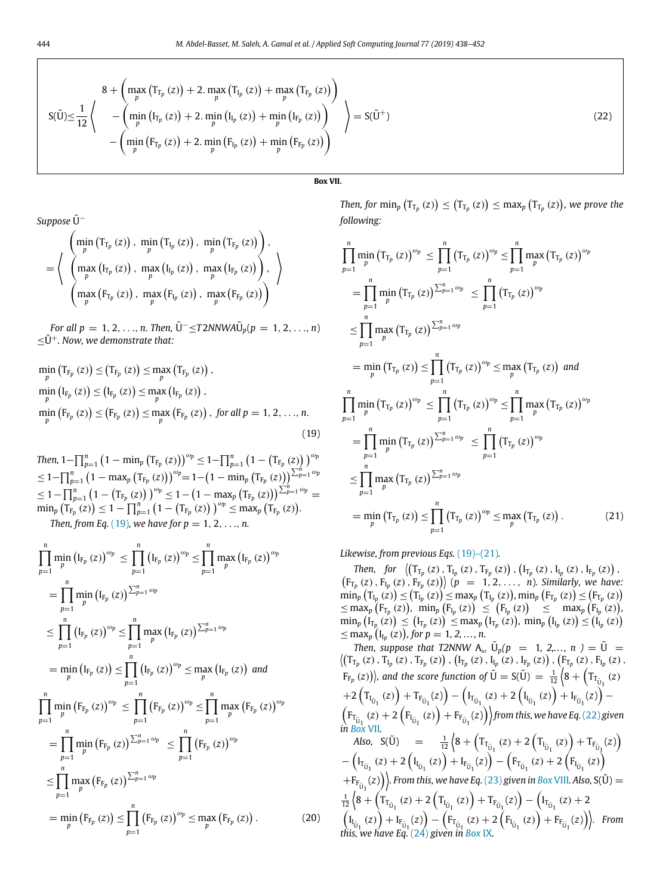$$S(\tilde{U}) \leq \frac{1}{12}\left\langle \begin{array}{l} 8+\left(\max_p\left(T_{T_p}(z)\right)+2.\max_p\left(T_{I_p}(z)\right)+\max_p\left(T_{F_p}(z)\right)\right) \\ -\left(\min_p\left(I_{T_p}(z)\right)+2.\min_p\left(I_{I_p}(z)\right)+\min_p\left(I_{F_p}(z)\right)\right) \\ -\left(\min_p\left(F_{T_p}(z)\right)+2.\min_p\left(F_{I_p}(z)\right)+\min_p\left(F_{F_p}(z)\right)\right) \end{array}\right\rangle = S(\tilde{U}^{+}) \tag{22}$$

**Box VII.**

*Suppose* $\tilde{U}^{-}$

$$= \left\langle \begin{array}{l} \left(\min_p\left(T_{T_p}(z)\right),\ \min_p\left(T_{I_p}(z)\right),\ \min_p\left(T_{F_p}(z)\right)\right), \\ \left(\max_p\left(I_{T_p}(z)\right),\ \max_p\left(I_{I_p}(z)\right),\ \max_p\left(I_{F_p}(z)\right)\right), \\ \left(\max_p\left(F_{T_p}(z)\right),\ \max_p\left(F_{I_p}(z)\right),\ \max_p\left(F_{F_p}(z)\right)\right) \end{array}\right\rangle$$

*For all* $p = 1, 2, \ldots, n$. *Then,* $\tilde{U}^{-} \leq T2NNWA\tilde{U}_p(p = 1, 2, \ldots, n) \leq \tilde{U}^{+}$. *Now, we demonstrate that:*

$$\begin{aligned} &\min_p\left(T_{F_p}(z)\right) \leq \left(T_{F_p}(z)\right) \leq \max_p\left(T_{F_p}(z)\right), \\ &\min_p\left(I_{F_p}(z)\right) \leq \left(I_{F_p}(z)\right) \leq \max_p\left(I_{F_p}(z)\right), \\ &\min_p\left(F_{F_p}(z)\right) \leq \left(F_{F_p}(z)\right) \leq \max_p\left(F_{F_p}(z)\right), \text{ for all } p = 1, 2, \ldots, n. \end{aligned} \tag{19}$$

*Then,* $1-\prod_{p=1}^{n}\left(1-\min_p\left(T_{F_p}(z)\right)\right)^{\omega_p} \leq 1-\prod_{p=1}^{n}\left(1-\left(T_{F_p}(z)\right)\right)^{\omega_p} \leq 1-\prod_{p=1}^{n}\left(1-\max_p\left(T_{F_p}(z)\right)\right)^{\omega_p} = 1-\left(1-\min_p\left(T_{F_p}(z)\right)\right)^{\sum_{p=1}^{n}\omega_p} \leq 1-\prod_{p=1}^{n}\left(1-\left(T_{F_p}(z)\right)\right)^{\omega_p} \leq 1-\left(1-\max_p\left(T_{F_p}(z)\right)\right)^{\sum_{p=1}^{n}\omega_p} = \min_p\left(T_{F_p}(z)\right) \leq 1-\prod_{p=1}^{n}\left(1-\left(T_{F_p}(z)\right)\right)^{\omega_p} \leq \max_p\left(T_{F_p}(z)\right)$.

*Then, from Eq. (19), we have for* $p = 1, 2, \ldots, n$.

$$\begin{aligned} &\prod_{p=1}^{n}\min_p\left(I_{F_p}(z)\right)^{\omega_p} \leq \prod_{p=1}^{n}\left(I_{F_p}(z)\right)^{\omega_p} \leq \prod_{p=1}^{n}\max_p\left(I_{F_p}(z)\right)^{\omega_p} \\ &= \prod_{p=1}^{n}\min_p\left(I_{F_p}(z)\right)^{\sum_{p=1}^{n}\omega_p} \\ &\leq \prod_{p=1}^{n}\left(I_{F_p}(z)\right)^{\omega_p} \leq \prod_{p=1}^{n}\max_p\left(I_{F_p}(z)\right)^{\sum_{p=1}^{n}\omega_p} \\ &= \min_p\left(I_{F_p}(z)\right) \leq \prod_{p=1}^{n}\left(I_{F_p}(z)\right)^{\omega_p} \leq \max_p\left(I_{F_p}(z)\right) \text{ and} \\ &\prod_{p=1}^{n}\min_p\left(F_{F_p}(z)\right)^{\omega_p} \leq \prod_{p=1}^{n}\left(F_{F_p}(z)\right)^{\omega_p} \leq \prod_{p=1}^{n}\max_p\left(F_{F_p}(z)\right)^{\omega_p} \\ &= \prod_{p=1}^{n}\min_p\left(F_{F_p}(z)\right)^{\sum_{p=1}^{n}\omega_p} \leq \prod_{p=1}^{n}\left(F_{F_p}(z)\right)^{\omega_p} \\ &\leq \prod_{p=1}^{n}\max_p\left(F_{F_p}(z)\right)^{\sum_{p=1}^{n}\omega_p} \\ &= \min_p\left(F_{F_p}(z)\right) \leq \prod_{p=1}^{n}\left(F_{F_p}(z)\right)^{\omega_p} \leq \max_p\left(F_{F_p}(z)\right). \end{aligned} \tag{20}$$

*Then, for* $\min_p\left(T_{T_p}(z)\right) \leq \left(T_{T_p}(z)\right) \leq \max_p\left(T_{T_p}(z)\right)$, *we prove the following:*

$$\begin{aligned} &\prod_{p=1}^{n}\min_p\left(T_{T_p}(z)\right)^{\omega_p} \leq \prod_{p=1}^{n}\left(T_{T_p}(z)\right)^{\omega_p} \leq \prod_{p=1}^{n}\max_p\left(T_{T_p}(z)\right)^{\omega_p} \\ &= \prod_{p=1}^{n}\min_p\left(T_{T_p}(z)\right)^{\sum_{p=1}^{n}\omega_p} \leq \prod_{p=1}^{n}\left(T_{T_p}(z)\right)^{\omega_p} \\ &\leq \prod_{p=1}^{n}\max_p\left(T_{T_p}(z)\right)^{\sum_{p=1}^{n}\omega_p} \\ &= \min_p\left(T_{T_p}(z)\right) \leq \prod_{p=1}^{n}\left(T_{T_p}(z)\right)^{\omega_p} \leq \max_p\left(T_{T_p}(z)\right) \text{ and} \\ &\prod_{p=1}^{n}\min_p\left(T_{T_p}(z)\right)^{\omega_p} \leq \prod_{p=1}^{n}\left(T_{T_p}(z)\right)^{\omega_p} \leq \prod_{p=1}^{n}\max_p\left(T_{T_p}(z)\right)^{\omega_p} \\ &= \prod_{p=1}^{n}\min_p\left(T_{T_p}(z)\right)^{\sum_{p=1}^{n}\omega_p} \leq \prod_{p=1}^{n}\left(T_{T_p}(z)\right)^{\omega_p} \\ &\leq \prod_{p=1}^{n}\max_p\left(T_{T_p}(z)\right)^{\sum_{p=1}^{n}\omega_p} \\ &= \min_p\left(T_{T_p}(z)\right) \leq \prod_{p=1}^{n}\left(T_{T_p}(z)\right)^{\omega_p} \leq \max_p\left(T_{T_p}(z)\right). \end{aligned} \tag{21}$$

*Likewise, from previous Eqs. (19)–(21).*

*Then, for* $\left\langle\left(T_{T_p}(z), T_{I_p}(z), T_{F_p}(z)\right), \left(I_{T_p}(z), I_{I_p}(z), I_{F_p}(z)\right), \left(F_{T_p}(z), F_{I_p}(z), F_{F_p}(z)\right)\right\rangle$ $(p = 1, 2, \ldots, n)$. *Similarly, we have:* $\min_p\left(T_{I_p}(z)\right) \leq \left(T_{I_p}(z)\right) \leq \max_p\left(T_{I_p}(z)\right)$, $\min_p\left(F_{T_p}(z)\right) \leq \left(F_{T_p}(z)\right) \leq \max_p\left(F_{T_p}(z)\right)$, $\min_p\left(F_{I_p}(z)\right) \leq \left(F_{I_p}(z)\right) \leq \max_p\left(F_{I_p}(z)\right)$, $\min_p\left(I_{T_p}(z)\right) \leq \left(I_{T_p}(z)\right) \leq \max_p\left(I_{T_p}(z)\right)$, $\min_p\left(I_{I_p}(z)\right) \leq \left(I_{I_p}(z)\right) \leq \max_p\left(I_{I_p}(z)\right)$, *for* $p = 1, 2, \ldots, n$.

*Then, suppose that T2NNW* $A_\omega\ \tilde{U}_p(p = 1, 2, \ldots, n) = \tilde{U} = \left\langle\left(T_{T_p}(z), T_{I_p}(z), T_{F_p}(z)\right), \left(I_{T_p}(z), I_{I_p}(z), I_{F_p}(z)\right), \left(F_{T_p}(z), F_{I_p}(z), F_{F_p}(z)\right)\right\rangle$, *and the score function of* $\tilde{U} = S(\tilde{U}) = \frac{1}{12}\left\langle 8+\left(T_{T_{\tilde{U}_1}}(z)+2\left(T_{I_{\tilde{U}_1}}(z)\right)+T_{F_{\tilde{U}_1}}(z)\right)-\left(I_{T_{\tilde{U}_1}}(z)+2\left(I_{I_{\tilde{U}_1}}(z)\right)+I_{F_{\tilde{U}_1}}(z)\right)-\left(F_{T_{\tilde{U}_1}}(z)+2\left(F_{I_{\tilde{U}_1}}(z)\right)+F_{F_{\tilde{U}_1}}(z)\right)\right\rangle$ *from this, we have Eq. (22) given in Box VII.*

*Also,* $S(\tilde{U}) = \frac{1}{12}\left\langle 8+\left(T_{T_{\tilde{U}_1}}(z)+2\left(T_{I_{\tilde{U}_1}}(z)\right)+T_{F_{\tilde{U}_1}}(z)\right)-\left(I_{T_{\tilde{U}_1}}(z)+2\left(I_{I_{\tilde{U}_1}}(z)\right)+I_{F_{\tilde{U}_1}}(z)\right)-\left(F_{T_{\tilde{U}_1}}(z)+2\left(F_{I_{\tilde{U}_1}}(z)\right)+F_{F_{\tilde{U}_1}}(z)\right)\right\rangle$. *From this, we have Eq. (23) given in Box VIII. Also,* $S(\tilde{U}) = \frac{1}{12}\left\langle 8+\left(T_{T_{\tilde{U}_1}}(z)+2\left(T_{I_{\tilde{U}_1}}(z)\right)+T_{F_{\tilde{U}_1}}(z)\right)-\left(I_{T_{\tilde{U}_1}}(z)+2\left(I_{I_{\tilde{U}_1}}(z)\right)+I_{F_{\tilde{U}_1}}(z)\right)-\left(F_{T_{\tilde{U}_1}}(z)+2\left(F_{I_{\tilde{U}_1}}(z)\right)+F_{F_{\tilde{U}_1}}(z)\right)\right\rangle$. *From this, we have Eq. (24) given in Box IX.*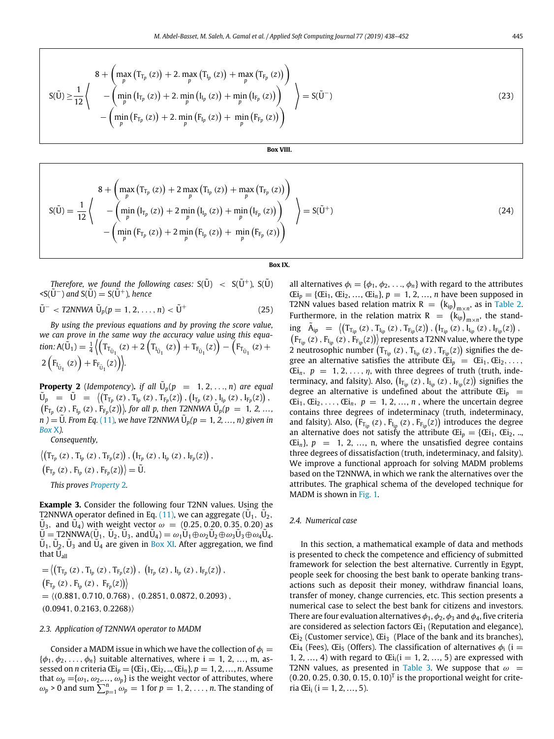$$
\mathrm{S}(\tilde{\mathrm{U}}) \geq \frac{1}{12}\left\langle \begin{array}{c} 8+\left(\max\limits_{p}\left(\mathrm{T}_{\mathrm{T}_{p}}(z)\right)+2.\max\limits_{p}\left(\mathrm{T}_{\mathrm{I}_{p}}(z)\right)+\max\limits_{p}\left(\mathrm{T}_{\mathrm{F}_{p}}(z)\right)\right) \\ -\left(\min\limits_{p}\left(\mathrm{I}_{\mathrm{T}_{p}}(z)\right)+2.\min\limits_{p}\left(\mathrm{I}_{\mathrm{I}_{p}}(z)\right)+\min\limits_{p}\left(\mathrm{I}_{\mathrm{F}_{p}}(z)\right)\right) \\ -\left(\min\limits_{p}\left(\mathrm{F}_{\mathrm{T}_{p}}(z)\right)+2.\min\limits_{p}\left(\mathrm{F}_{\mathrm{I}_{p}}(z)\right)+\min\limits_{p}\left(\mathrm{F}_{\mathrm{F}_{p}}(z)\right)\right) \end{array}\right\rangle = \mathrm{S}(\tilde{\mathrm{U}}^{-}) \tag{23}
$$

**Box VIII.**

$$
\mathrm{S}(\tilde{\mathrm{U}}) = \frac{1}{12}\left\langle \begin{array}{c} 8+\left(\max\limits_{p}\left(\mathrm{T}_{\mathrm{T}_{p}}(z)\right)+2\max\limits_{p}\left(\mathrm{T}_{\mathrm{I}_{p}}(z)\right)+\max\limits_{p}\left(\mathrm{T}_{\mathrm{F}_{p}}(z)\right)\right) \\ -\left(\min\limits_{p}\left(\mathrm{I}_{\mathrm{T}_{p}}(z)\right)+2\min\limits_{p}\left(\mathrm{I}_{\mathrm{I}_{p}}(z)\right)+\min\limits_{p}\left(\mathrm{I}_{\mathrm{F}_{p}}(z)\right)\right) \\ -\left(\min\limits_{p}\left(\mathrm{F}_{\mathrm{T}_{p}}(z)\right)+2\min\limits_{p}\left(\mathrm{F}_{\mathrm{I}_{p}}(z)\right)+\min\limits_{p}\left(\mathrm{F}_{\mathrm{F}_{p}}(z)\right)\right) \end{array}\right\rangle = \mathrm{S}(\tilde{\mathrm{U}}^{+}) \tag{24}
$$

**Box IX.**

*Therefore, we found the following cases:* $\mathrm{S}(\tilde{\mathrm{U}}) < \mathrm{S}(\tilde{\mathrm{U}}^{+})$, $\mathrm{S}(\tilde{\mathrm{U}}) < \mathrm{S}(\tilde{\mathrm{U}}^{-})$ *and* $\mathrm{S}(\tilde{\mathrm{U}}) = \mathrm{S}(\tilde{\mathrm{U}}^{+})$, *hence*

$$
\tilde{\mathrm{U}}^{-} < T2NNWA\ \tilde{\mathrm{U}}_{p}(p = 1, 2, \ldots, n) < \tilde{\mathrm{U}}^{+} \tag{25}
$$

*By using the previous equations and by proving the score value, we can prove in the same way the accuracy value using this equation:* $\mathrm{A}(\tilde{\mathrm{U}}_1) = \frac{1}{4}\left\langle\left(\mathrm{T}_{\mathrm{T}_{\tilde{\mathrm{U}}_1}}(z) + 2\left(\mathrm{T}_{\mathrm{I}_{\tilde{\mathrm{U}}_1}}(z)\right) + \mathrm{T}_{\mathrm{F}_{\tilde{\mathrm{U}}_1}}(z)\right) - \left(\mathrm{F}_{\mathrm{T}_{\tilde{\mathrm{U}}_1}}(z) + 2\left(\mathrm{F}_{\mathrm{I}_{\tilde{\mathrm{U}}_1}}(z)\right) + \mathrm{F}_{\mathrm{F}_{\tilde{\mathrm{U}}_1}}(z)\right)\right\rangle$.

**Property 2** (*Idempotency*)**.** *if all* $\tilde{\mathrm{U}}_p(p = 1, 2, \ldots, n)$ *are equal* $\tilde{\mathrm{U}}_p = \tilde{\mathrm{U}} = \left\langle\left(\mathrm{T}_{\mathrm{T}_p}(z), \mathrm{T}_{\mathrm{I}_p}(z), \mathrm{T}_{\mathrm{F}_p}(z)\right), \left(\mathrm{I}_{\mathrm{T}_p}(z), \mathrm{I}_{\mathrm{I}_p}(z), \mathrm{I}_{\mathrm{F}_p}(z)\right), \left(\mathrm{F}_{\mathrm{T}_p}(z), \mathrm{F}_{\mathrm{I}_p}(z), \mathrm{F}_{\mathrm{F}_p}(z)\right)\right\rangle$, *for all p, then T2NNWA* $\tilde{\mathrm{U}}_p(p = 1, 2, \ldots, n) = \tilde{\mathrm{U}}$. *From Eq. (11), we have T2NNWA* $\tilde{\mathrm{U}}_p(p = 1, 2, \ldots, n)$ *given in Box X).*

*Consequently,*

$$
\left\langle\left(\mathrm{T}_{\mathrm{T}_p}(z), \mathrm{T}_{\mathrm{I}_p}(z), \mathrm{T}_{\mathrm{F}_p}(z)\right), \left(\mathrm{I}_{\mathrm{T}_p}(z), \mathrm{I}_{\mathrm{I}_p}(z), \mathrm{I}_{\mathrm{F}_p}(z)\right), \left(\mathrm{F}_{\mathrm{T}_p}(z), \mathrm{F}_{\mathrm{I}_p}(z), \mathrm{F}_{\mathrm{F}_p}(z)\right)\right\rangle = \tilde{\mathrm{U}}.
$$

*This proves Property 2.*

**Example 3.** Consider the following four T2NN values. Using the T2NNWA operator defined in Eq. (11), we can aggregate ($\tilde{\mathrm{U}}_1$, $\tilde{\mathrm{U}}_2$, $\tilde{\mathrm{U}}_3$, and $\tilde{\mathrm{U}}_4$) with weight vector $\omega = (0.25, 0.20, 0.35, 0.20)$ as $\tilde{\mathrm{U}} = \mathrm{T2NNWA}(\tilde{\mathrm{U}}_1, \tilde{\mathrm{U}}_2, \tilde{\mathrm{U}}_3, \text{and} \tilde{\mathrm{U}}_4) = \omega_1\tilde{\mathrm{U}}_1 \oplus \omega_2\tilde{\mathrm{U}}_2 \oplus \omega_3\tilde{\mathrm{U}}_3 \oplus \omega_4\tilde{\mathrm{U}}_4$. $\tilde{\mathrm{U}}_1$, $\tilde{\mathrm{U}}_2$, $\tilde{\mathrm{U}}_3$ and $\tilde{\mathrm{U}}_4$ are given in Box XI. After aggregation, we find that $\tilde{\mathrm{U}}_{\mathrm{all}}$

$$
\begin{aligned}
&= \left\langle\left(\mathrm{T}_{\mathrm{T}_p}(z), \mathrm{T}_{\mathrm{I}_p}(z), \mathrm{T}_{\mathrm{F}_p}(z)\right), \left(\mathrm{I}_{\mathrm{T}_p}(z), \mathrm{I}_{\mathrm{I}_p}(z), \mathrm{I}_{\mathrm{F}_p}(z)\right), \left(\mathrm{F}_{\mathrm{T}_p}(z), \mathrm{F}_{\mathrm{I}_p}(z), \mathrm{F}_{\mathrm{F}_p}(z)\right)\right\rangle \\
&= \langle(0.881, 0.710, 0.768), (0.2851, 0.0872, 0.2093), (0.0941, 0.2163, 0.2268)\rangle
\end{aligned}
$$

### 2.3. Application of T2NNWA operator to MADM

Consider a MADM issue in which we have the collection of $\phi_i = \{\phi_1, \phi_2, \ldots, \phi_n\}$ suitable alternatives, where i = 1, 2, …, m, assessed on *n* criteria $Œi_p = \{Œi_1, Œi_2, .., Œi_n\}$, $p = 1, 2, \ldots, n$. Assume that $\omega_p = \{\omega_1, \omega_2, \ldots, \omega_p\}$ is the weight vector of attributes, where $\omega_p > 0$ and sum $\sum_{p=1}^{n}\omega_p = 1$ for $p = 1, 2, \ldots, n$. The standing of all alternatives $\phi_i = \{\phi_1, \phi_2, \ldots, \phi_n\}$ with regard to the attributes $Œi_p = \{Œi_1, Œi_2, \ldots, Œi_n\}$, $p = 1, 2, \ldots, n$ have been supposed in T2NN values based relation matrix $\mathrm{R} = \left(\mathrm{k_{ip}}\right)_{m \times n}$, as in Table 2. Furthermore, in the relation matrix $\mathrm{R} = \left(\mathrm{k_{ip}}\right)_{m \times n}$, the standing $\tilde{\mathrm{A}}_{ip} = \left\langle\left(\mathrm{T}_{\mathrm{T}_{ip}}(z), \mathrm{T}_{\mathrm{I}_{ip}}(z), \mathrm{T}_{\mathrm{F}_{ip}}(z)\right), \left(\mathrm{I}_{\mathrm{T}_{ip}}(z), \mathrm{I}_{\mathrm{I}_{ip}}(z), \mathrm{I}_{\mathrm{F}_{ip}}(z)\right), \left(\mathrm{F}_{\mathrm{T}_{ip}}(z), \mathrm{F}_{\mathrm{I}_{ip}}(z), \mathrm{F}_{\mathrm{F}_{ip}}(z)\right)\right\rangle$ represents a T2NN value, where the type 2 neutrosophic number $\left(\mathrm{T}_{\mathrm{T}_{ip}}(z), \mathrm{T}_{\mathrm{I}_{ip}}(z), \mathrm{T}_{\mathrm{F}_{ip}}(z)\right)$ signifies the degree an alternative satisfies the attribute $Œi_p = Œi_1, Œi_2, \ldots, Œi_n$, $p = 1, 2, \ldots, \eta$, with three degrees of truth (truth, indeterminacy, and falsity). Also, $\left(\mathrm{I}_{\mathrm{T}_{ip}}(z), \mathrm{I}_{\mathrm{I}_{ip}}(z), \mathrm{I}_{\mathrm{F}_{ip}}(z)\right)$ signifies the degree an alternative is undefined about the attribute $Œi_p = Œi_1, Œi_2, \ldots, Œi_n$, $p = 1, 2, \ldots, n$, where the uncertain degree contains three degrees of indeterminacy (truth, indeterminacy, and falsity). Also, $\left(\mathrm{F}_{\mathrm{T}_{ip}}(z), \mathrm{F}_{\mathrm{I}_{ip}}(z), \mathrm{F}_{\mathrm{F}_{ip}}(z)\right)$ introduces the degree an alternative does not satisfy the attribute $Œi_p = \{Œi_1, Œi_2, .., Œi_n\}$, $p = 1, 2, \ldots$, n, where the unsatisfied degree contains three degrees of dissatisfaction (truth, indeterminacy, and falsity). We improve a functional approach for solving MADM problems based on the T2NNWA, in which we rank the alternatives over the attributes. The graphical schema of the developed technique for MADM is shown in Fig. 1.

### 2.4. Numerical case

In this section, a mathematical example of data and methods is presented to check the competence and efficiency of submitted framework for selection the best alternative. Currently in Egypt, people seek for choosing the best bank to operate banking transactions such as deposit their money, withdraw financial loans, transfer of money, change currencies, etc. This section presents a numerical case to select the best bank for citizens and investors. There are four evaluation alternatives $\phi_1, \phi_2, \phi_3$ and $\phi_4$, five criteria are considered as selection factors $Œi_1$ (Reputation and elegance), $Œi_2$ (Customer service), $Œi_3$ (Place of the bank and its branches), $Œi_4$ (Fees), $Œi_5$ (Offers). The classification of alternatives $\phi_i$ (i = 1, 2, …, 4) with regard to $Œi_i$(i = 1, 2, …, 5) are expressed with T2NN values, as presented in Table 3. We suppose that $\omega = (0.20, 0.25, 0.30, 0.15, 0.10)^{\mathrm{T}}$ is the proportional weight for criteria $Œi_i$ (i = 1, 2, …, 5).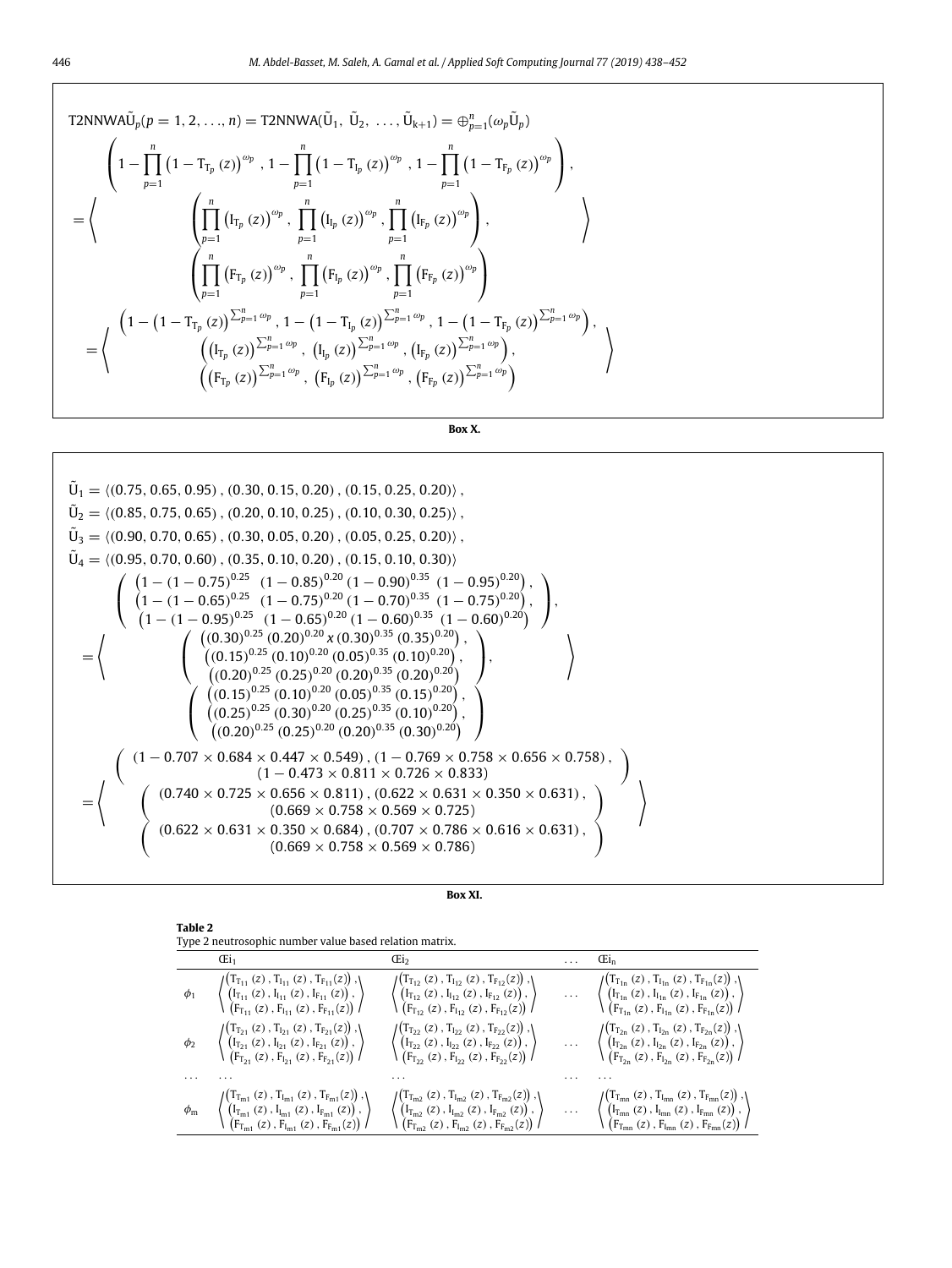$$
\begin{aligned}
&\text{T2NNWA}\tilde{U}_p(p=1,2,\ldots,n) = \text{T2NNWA}(\tilde{U}_1,\ \tilde{U}_2,\ \ldots,\tilde{U}_{k+1}) = \oplus_{p=1}^{n}(\omega_p \tilde{U}_p) \\
&= \left\langle \begin{array}{c}
\left(1-\prod_{p=1}^{n}\left(1-T_{T_p}(z)\right)^{\omega_p},\ 1-\prod_{p=1}^{n}\left(1-T_{I_p}(z)\right)^{\omega_p},\ 1-\prod_{p=1}^{n}\left(1-T_{F_p}(z)\right)^{\omega_p}\right), \\
\left(\prod_{p=1}^{n}\left(I_{T_p}(z)\right)^{\omega_p},\ \prod_{p=1}^{n}\left(I_{I_p}(z)\right)^{\omega_p},\ \prod_{p=1}^{n}\left(I_{F_p}(z)\right)^{\omega_p}\right), \\
\left(\prod_{p=1}^{n}\left(F_{T_p}(z)\right)^{\omega_p},\ \prod_{p=1}^{n}\left(F_{I_p}(z)\right)^{\omega_p},\ \prod_{p=1}^{n}\left(F_{F_p}(z)\right)^{\omega_p}\right)
\end{array} \right\rangle \\
&= \left\langle \begin{array}{c}
\left(1-\left(1-T_{T_p}(z)\right)^{\sum_{p=1}^{n}\omega_p},\ 1-\left(1-T_{I_p}(z)\right)^{\sum_{p=1}^{n}\omega_p},\ 1-\left(1-T_{F_p}(z)\right)^{\sum_{p=1}^{n}\omega_p}\right), \\
\left(\left(I_{T_p}(z)\right)^{\sum_{p=1}^{n}\omega_p},\ \left(I_{I_p}(z)\right)^{\sum_{p=1}^{n}\omega_p},\ \left(I_{F_p}(z)\right)^{\sum_{p=1}^{n}\omega_p}\right), \\
\left(\left(F_{T_p}(z)\right)^{\sum_{p=1}^{n}\omega_p},\ \left(F_{I_p}(z)\right)^{\sum_{p=1}^{n}\omega_p},\ \left(F_{F_p}(z)\right)^{\sum_{p=1}^{n}\omega_p}\right)
\end{array} \right\rangle
\end{aligned}
$$

**Box X.**

$$
\begin{aligned}
\tilde{U}_1 &= \langle (0.75, 0.65, 0.95), (0.30, 0.15, 0.20), (0.15, 0.25, 0.20) \rangle, \\
\tilde{U}_2 &= \langle (0.85, 0.75, 0.65), (0.20, 0.10, 0.25), (0.10, 0.30, 0.25) \rangle, \\
\tilde{U}_3 &= \langle (0.90, 0.70, 0.65), (0.30, 0.05, 0.20), (0.05, 0.25, 0.20) \rangle, \\
\tilde{U}_4 &= \langle (0.95, 0.70, 0.60), (0.35, 0.10, 0.20), (0.15, 0.10, 0.30) \rangle \\
&= \left\langle \begin{array}{c}
\left( \begin{array}{c}
\left(1-(1-0.75)^{0.25}\ (1-0.85)^{0.20}\,(1-0.90)^{0.35}\ (1-0.95)^{0.20}\right), \\
\left(1-(1-0.65)^{0.25}\ (1-0.75)^{0.20}\,(1-0.70)^{0.35}\ (1-0.75)^{0.20}\right), \\
\left(1-(1-0.95)^{0.25}\ (1-0.65)^{0.20}\,(1-0.60)^{0.35}\ (1-0.60)^{0.20}\right)
\end{array} \right), \\
\left( \begin{array}{c}
\left((0.30)^{0.25}\,(0.20)^{0.20}\,x\,(0.30)^{0.35}\,(0.35)^{0.20}\right), \\
\left((0.15)^{0.25}\,(0.10)^{0.20}\,(0.05)^{0.35}\,(0.10)^{0.20}\right), \\
\left((0.20)^{0.25}\,(0.25)^{0.20}\,(0.20)^{0.35}\,(0.20)^{0.20}\right)
\end{array} \right), \\
\left( \begin{array}{c}
\left((0.15)^{0.25}\,(0.10)^{0.20}\,(0.05)^{0.35}\,(0.15)^{0.20}\right), \\
\left((0.25)^{0.25}\,(0.30)^{0.20}\,(0.25)^{0.35}\,(0.10)^{0.20}\right), \\
\left((0.20)^{0.25}\,(0.25)^{0.20}\,(0.20)^{0.35}\,(0.30)^{0.20}\right)
\end{array} \right)
\end{array} \right\rangle \\
&= \left\langle \begin{array}{c}
\left( \begin{array}{c}
(1-0.707\times 0.684\times 0.447\times 0.549),\ (1-0.769\times 0.758\times 0.656\times 0.758), \\
(1-0.473\times 0.811\times 0.726\times 0.833)
\end{array} \right) \\
\left( \begin{array}{c}
(0.740\times 0.725\times 0.656\times 0.811),\ (0.622\times 0.631\times 0.350\times 0.631), \\
(0.669\times 0.758\times 0.569\times 0.725)
\end{array} \right) \\
\left( \begin{array}{c}
(0.622\times 0.631\times 0.350\times 0.684),\ (0.707\times 0.786\times 0.616\times 0.631), \\
(0.669\times 0.758\times 0.569\times 0.786)
\end{array} \right)
\end{array} \right\rangle
\end{aligned}
$$

**Box XI.**

**Table 2**
Type 2 neutrosophic number value based relation matrix.

| | $Œi_1$ | $Œi_2$ | ... | $Œi_n$ |
|---|---|---|---|---|
| $\phi_1$ | $\left\langle \begin{array}{c}(T_{T_{11}}(z), T_{I_{11}}(z), T_{F_{11}}(z)), \\ (I_{T_{11}}(z), I_{I_{11}}(z), I_{F_{11}}(z)), \\ (F_{T_{11}}(z), F_{I_{11}}(z), F_{F_{11}}(z))\end{array}\right\rangle$ | $\left\langle \begin{array}{c}(T_{T_{12}}(z), T_{I_{12}}(z), T_{F_{12}}(z)), \\ (I_{T_{12}}(z), I_{I_{12}}(z), I_{F_{12}}(z)), \\ (F_{T_{12}}(z), F_{I_{12}}(z), F_{F_{12}}(z))\end{array}\right\rangle$ | ... | $\left\langle \begin{array}{c}(T_{T_{1n}}(z), T_{I_{1n}}(z), T_{F_{1n}}(z)), \\ (I_{T_{1n}}(z), I_{I_{1n}}(z), I_{F_{1n}}(z)), \\ (F_{T_{1n}}(z), F_{I_{1n}}(z), F_{F_{1n}}(z))\end{array}\right\rangle$ |
| $\phi_2$ | $\left\langle \begin{array}{c}(T_{T_{21}}(z), T_{I_{21}}(z), T_{F_{21}}(z)), \\ (I_{T_{21}}(z), I_{I_{21}}(z), I_{F_{21}}(z)), \\ (F_{T_{21}}(z), F_{I_{21}}(z), F_{F_{21}}(z))\end{array}\right\rangle$ | $\left\langle \begin{array}{c}(T_{T_{22}}(z), T_{I_{22}}(z), T_{F_{22}}(z)), \\ (I_{T_{22}}(z), I_{I_{22}}(z), I_{F_{22}}(z)), \\ (F_{T_{22}}(z), F_{I_{22}}(z), F_{F_{22}}(z))\end{array}\right\rangle$ | ... | $\left\langle \begin{array}{c}(T_{T_{2n}}(z), T_{I_{2n}}(z), T_{F_{2n}}(z)), \\ (I_{T_{2n}}(z), I_{I_{2n}}(z), I_{F_{2n}}(z)), \\ (F_{T_{2n}}(z), F_{I_{2n}}(z), F_{F_{2n}}(z))\end{array}\right\rangle$ |
| ... | ... | ... | ... | ... |
| $\phi_m$ | $\left\langle \begin{array}{c}(T_{T_{m1}}(z), T_{I_{m1}}(z), T_{F_{m1}}(z)), \\ (I_{T_{m1}}(z), I_{I_{m1}}(z), I_{F_{m1}}(z)), \\ (F_{T_{m1}}(z), F_{I_{m1}}(z), F_{F_{m1}}(z))\end{array}\right\rangle$ | $\left\langle \begin{array}{c}(T_{T_{m2}}(z), T_{I_{m2}}(z), T_{F_{m2}}(z)), \\ (I_{T_{m2}}(z), I_{I_{m2}}(z), I_{F_{m2}}(z)), \\ (F_{T_{m2}}(z), F_{I_{m2}}(z), F_{F_{m2}}(z))\end{array}\right\rangle$ | ... | $\left\langle \begin{array}{c}(T_{T_{mn}}(z), T_{I_{mn}}(z), T_{F_{mn}}(z)), \\ (I_{T_{mn}}(z), I_{I_{mn}}(z), I_{F_{mn}}(z)), \\ (F_{T_{mn}}(z), F_{I_{mn}}(z), F_{F_{mn}}(z))\end{array}\right\rangle$ |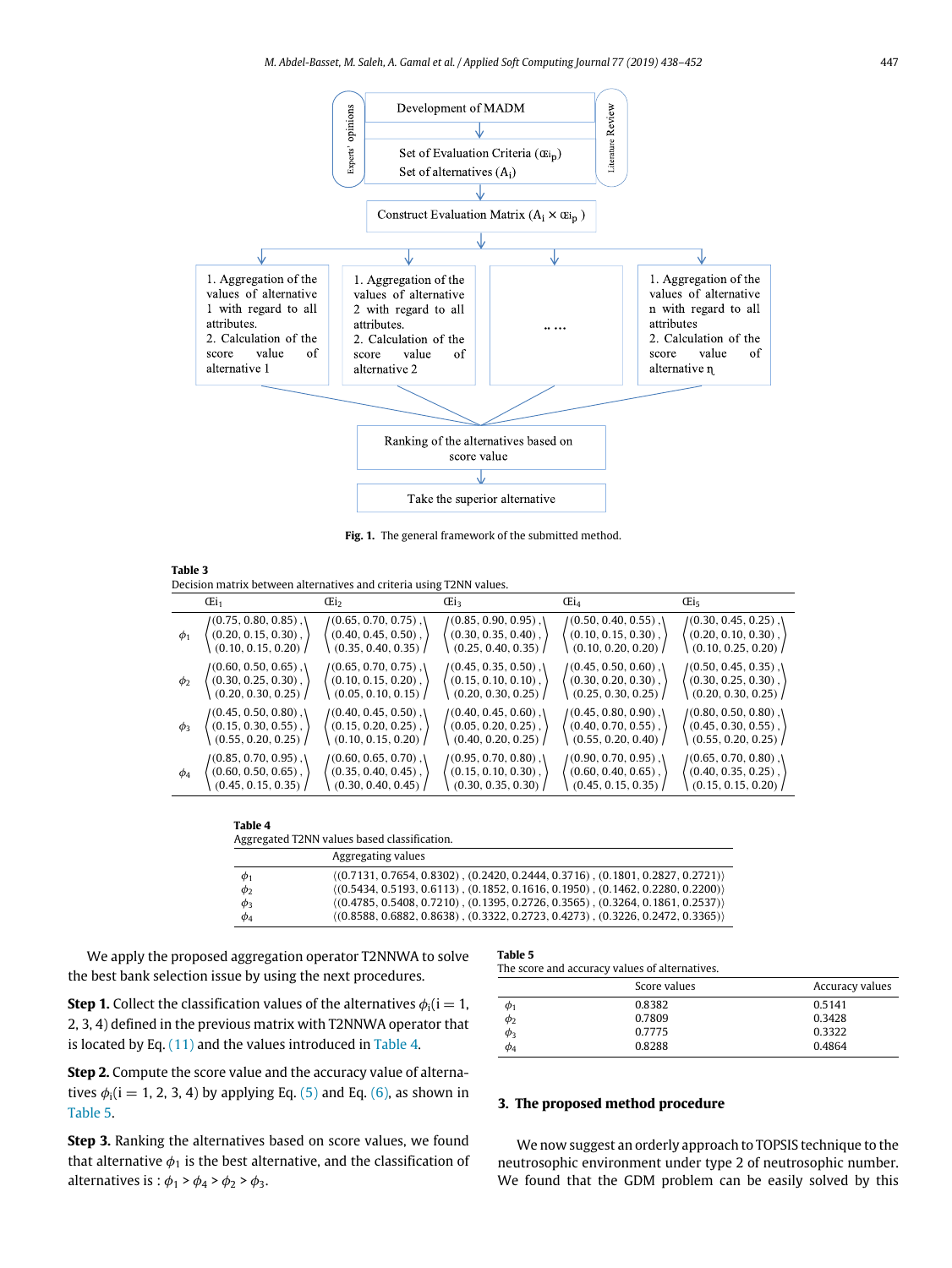Development of MADM

Set of Evaluation Criteria ($Œi_p$)
Set of alternatives ($A_i$)

Experts' opinions | Literature Review

Construct Evaluation Matrix ($A_i \times Œi_p$)

1. Aggregation of the values of alternative 1 with regard to all attributes.
2. Calculation of the score value of alternative 1

1. Aggregation of the values of alternative 2 with regard to all attributes.
2. Calculation of the score value of alternative 2

.. ...

1. Aggregation of the values of alternative n with regard to all attributes
2. Calculation of the score value of alternative n

Ranking of the alternatives based on score value

Take the superior alternative

**Fig. 1.** The general framework of the submitted method.

**Table 3**
Decision matrix between alternatives and criteria using T2NN values.

| | $Œi_1$ | $Œi_2$ | $Œi_3$ | $Œi_4$ | $Œi_5$ |
|---|---|---|---|---|---|
| $\phi_1$ | $\langle(0.75, 0.80, 0.85), (0.20, 0.15, 0.30), (0.10, 0.15, 0.20)\rangle$ | $\langle(0.65, 0.70, 0.75), (0.40, 0.45, 0.50), (0.35, 0.40, 0.35)\rangle$ | $\langle(0.85, 0.90, 0.95), (0.30, 0.35, 0.40), (0.25, 0.40, 0.35)\rangle$ | $\langle(0.50, 0.40, 0.55), (0.10, 0.15, 0.30), (0.10, 0.20, 0.20)\rangle$ | $\langle(0.30, 0.45, 0.25), (0.20, 0.10, 0.30), (0.10, 0.25, 0.20)\rangle$ |
| $\phi_2$ | $\langle(0.60, 0.50, 0.65), (0.30, 0.25, 0.30), (0.20, 0.30, 0.25)\rangle$ | $\langle(0.65, 0.70, 0.75), (0.10, 0.15, 0.20), (0.05, 0.10, 0.15)\rangle$ | $\langle(0.45, 0.35, 0.50), (0.15, 0.10, 0.10), (0.20, 0.30, 0.25)\rangle$ | $\langle(0.45, 0.50, 0.60), (0.30, 0.20, 0.30), (0.25, 0.30, 0.25)\rangle$ | $\langle(0.50, 0.45, 0.35), (0.30, 0.25, 0.30), (0.20, 0.30, 0.25)\rangle$ |
| $\phi_3$ | $\langle(0.45, 0.50, 0.80), (0.15, 0.30, 0.55), (0.55, 0.20, 0.25)\rangle$ | $\langle(0.40, 0.45, 0.50), (0.15, 0.20, 0.25), (0.10, 0.15, 0.20)\rangle$ | $\langle(0.40, 0.45, 0.60), (0.05, 0.20, 0.25), (0.40, 0.20, 0.25)\rangle$ | $\langle(0.45, 0.80, 0.90), (0.40, 0.70, 0.55), (0.55, 0.20, 0.40)\rangle$ | $\langle(0.80, 0.50, 0.80), (0.45, 0.30, 0.55), (0.55, 0.20, 0.25)\rangle$ |
| $\phi_4$ | $\langle(0.85, 0.70, 0.95), (0.60, 0.50, 0.65), (0.45, 0.15, 0.35)\rangle$ | $\langle(0.60, 0.65, 0.70), (0.35, 0.40, 0.45), (0.30, 0.40, 0.45)\rangle$ | $\langle(0.95, 0.70, 0.80), (0.15, 0.10, 0.30), (0.30, 0.35, 0.30)\rangle$ | $\langle(0.90, 0.70, 0.95), (0.60, 0.40, 0.65), (0.45, 0.15, 0.35)\rangle$ | $\langle(0.65, 0.70, 0.80), (0.40, 0.35, 0.25), (0.15, 0.15, 0.20)\rangle$ |

**Table 4**
Aggregated T2NN values based classification.

| | Aggregating values |
|---|---|
| $\phi_1$ | $\langle(0.7131, 0.7654, 0.8302), (0.2420, 0.2444, 0.3716), (0.1801, 0.2827, 0.2721)\rangle$ |
| $\phi_2$ | $\langle(0.5434, 0.5193, 0.6113), (0.1852, 0.1616, 0.1950), (0.1462, 0.2280, 0.2200)\rangle$ |
| $\phi_3$ | $\langle(0.4785, 0.5408, 0.7210), (0.1395, 0.2726, 0.3565), (0.3264, 0.1861, 0.2537)\rangle$ |
| $\phi_4$ | $\langle(0.8588, 0.6882, 0.8638), (0.3322, 0.2723, 0.4273), (0.3226, 0.2472, 0.3365)\rangle$ |

We apply the proposed aggregation operator T2NNWA to solve the best bank selection issue by using the next procedures.

**Step 1.** Collect the classification values of the alternatives $\phi_i(i = 1, 2, 3, 4)$ defined in the previous matrix with T2NNWA operator that is located by Eq. (11) and the values introduced in Table 4.

**Step 2.** Compute the score value and the accuracy value of alternatives $\phi_i(i = 1, 2, 3, 4)$ by applying Eq. (5) and Eq. (6), as shown in Table 5.

**Step 3.** Ranking the alternatives based on score values, we found that alternative $\phi_1$ is the best alternative, and the classification of alternatives is : $\phi_1 > \phi_4 > \phi_2 > \phi_3$.

**Table 5**
The score and accuracy values of alternatives.

| | Score values | Accuracy values |
|---|---|---|
| $\phi_1$ | 0.8382 | 0.5141 |
| $\phi_2$ | 0.7809 | 0.3428 |
| $\phi_3$ | 0.7775 | 0.3322 |
| $\phi_4$ | 0.8288 | 0.4864 |

## 3. The proposed method procedure

We now suggest an orderly approach to TOPSIS technique to the neutrosophic environment under type 2 of neutrosophic number. We found that the GDM problem can be easily solved by this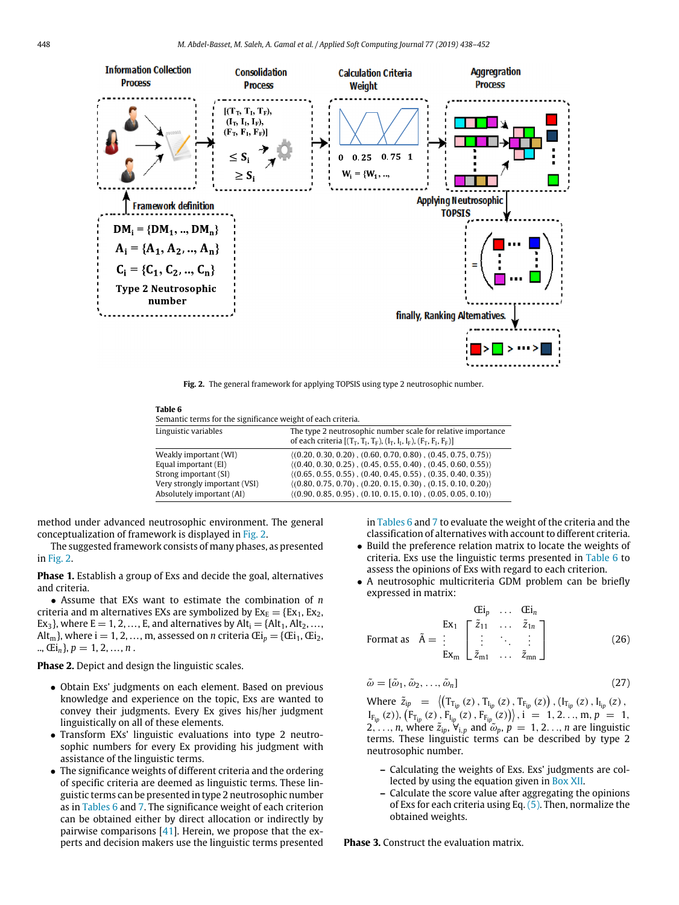Information Collection Process | Consolidation Process | Calculation Criteria Weight | Aggregration Process

Framework definition: $DM_i = \{DM_1, .., DM_n\}$, $A_i = \{A_1, A_2, .., A_n\}$, $C_i = \{C_1, C_2, .., C_n\}$, Type 2 Neutrosophic number

Applying Neutrosophic TOPSIS

finally, Ranking Alternatives.

**Fig. 2.** The general framework for applying TOPSIS using type 2 neutrosophic number.

**Table 6**
Semantic terms for the significance weight of each criteria.

| Linguistic variables | The type 2 neutrosophic number scale for relative importance of each criteria $[(T_T, T_I, T_F), (I_T, I_I, I_F), (F_T, F_I, F_F)]$ |
|---|---|
| Weakly important (WI) | $\langle(0.20, 0.30, 0.20), (0.60, 0.70, 0.80), (0.45, 0.75, 0.75)\rangle$ |
| Equal important (EI) | $\langle(0.40, 0.30, 0.25), (0.45, 0.55, 0.40), (0.45, 0.60, 0.55)\rangle$ |
| Strong important (SI) | $\langle(0.65, 0.55, 0.55), (0.40, 0.45, 0.55), (0.35, 0.40, 0.35)\rangle$ |
| Very strongly important (VSI) | $\langle(0.80, 0.75, 0.70), (0.20, 0.15, 0.30), (0.15, 0.10, 0.20)\rangle$ |
| Absolutely important (AI) | $\langle(0.90, 0.85, 0.95), (0.10, 0.15, 0.10), (0.05, 0.05, 0.10)\rangle$ |

method under advanced neutrosophic environment. The general conceptualization of framework is displayed in Fig. 2.

The suggested framework consists of many phases, as presented in Fig. 2.

**Phase 1.** Establish a group of Exs and decide the goal, alternatives and criteria.

- Assume that EXs want to estimate the combination of $n$ criteria and m alternatives EXs are symbolized by $Ex_E = \{Ex_1, Ex_2, Ex_3\}$, where $E = 1, 2, \ldots, E$, and alternatives by $Alt_i = \{Alt_1, Alt_2, \ldots, Alt_m\}$, where $i = 1, 2, \ldots, m$, assessed on $n$ criteria $Œi_p = \{Œi_1, Œi_2, .., Œi_n\}$, $p = 1, 2, \ldots, n$.

**Phase 2.** Depict and design the linguistic scales.

- Obtain Exs' judgments on each element. Based on previous knowledge and experience on the topic, Exs are wanted to convey their judgments. Every Ex gives his/her judgment linguistically on all of these elements.
- Transform EXs' linguistic evaluations into type 2 neutrosophic numbers for every Ex providing his judgment with assistance of the linguistic terms.
- The significance weights of different criteria and the ordering of specific criteria are deemed as linguistic terms. These linguistic terms can be presented in type 2 neutrosophic number as in Tables 6 and 7. The significance weight of each criterion can be obtained either by direct allocation or indirectly by pairwise comparisons [41]. Herein, we propose that the experts and decision makers use the linguistic terms presented in Tables 6 and 7 to evaluate the weight of the criteria and the classification of alternatives with account to different criteria.
- Build the preference relation matrix to locate the weights of criteria. Exs use the linguistic terms presented in Table 6 to assess the opinions of Exs with regard to each criterion.
- A neutrosophic multicriteria GDM problem can be briefly expressed in matrix:

$$\text{Format as}\quad \tilde{A} = \begin{array}{c} \\ Ex_1 \\ \vdots \\ Ex_m \end{array} \begin{array}{c} \begin{array}{ccc} Œi_p & \ldots & Œi_n \end{array} \\ \begin{bmatrix} \tilde{z}_{11} & \ldots & \tilde{z}_{1n} \\ \vdots & \ddots & \vdots \\ \tilde{z}_{m1} & \ldots & \tilde{z}_{mn} \end{bmatrix} \end{array} \tag{26}$$

$$\tilde{\omega} = [\tilde{\omega}_1, \tilde{\omega}_2, \ldots, \tilde{\omega}_n] \tag{27}$$

Where $\tilde{z}_{ip} = \left\langle \left(T_{T_{ip}}(z), T_{I_{ip}}(z), T_{F_{ip}}(z)\right), \left(I_{T_{ip}}(z), I_{I_{ip}}(z), I_{F_{ip}}(z)\right), \left(F_{T_{ip}}(z), F_{I_{ip}}(z), F_{F_{ip}}(z)\right)\right\rangle$, $i = 1, 2 \ldots, m$, $p = 1, 2, \ldots, n$, where $\tilde{z}_{ip}$, $\forall_{i,p}$ and $\tilde{\omega}_p$, $p = 1, 2 \ldots, n$ are linguistic terms. These linguistic terms can be described by type 2 neutrosophic number.

- Calculating the weights of Exs. Exs' judgments are collected by using the equation given in Box XII.
- Calculate the score value after aggregating the opinions of Exs for each criteria using Eq. (5). Then, normalize the obtained weights.

**Phase 3.** Construct the evaluation matrix.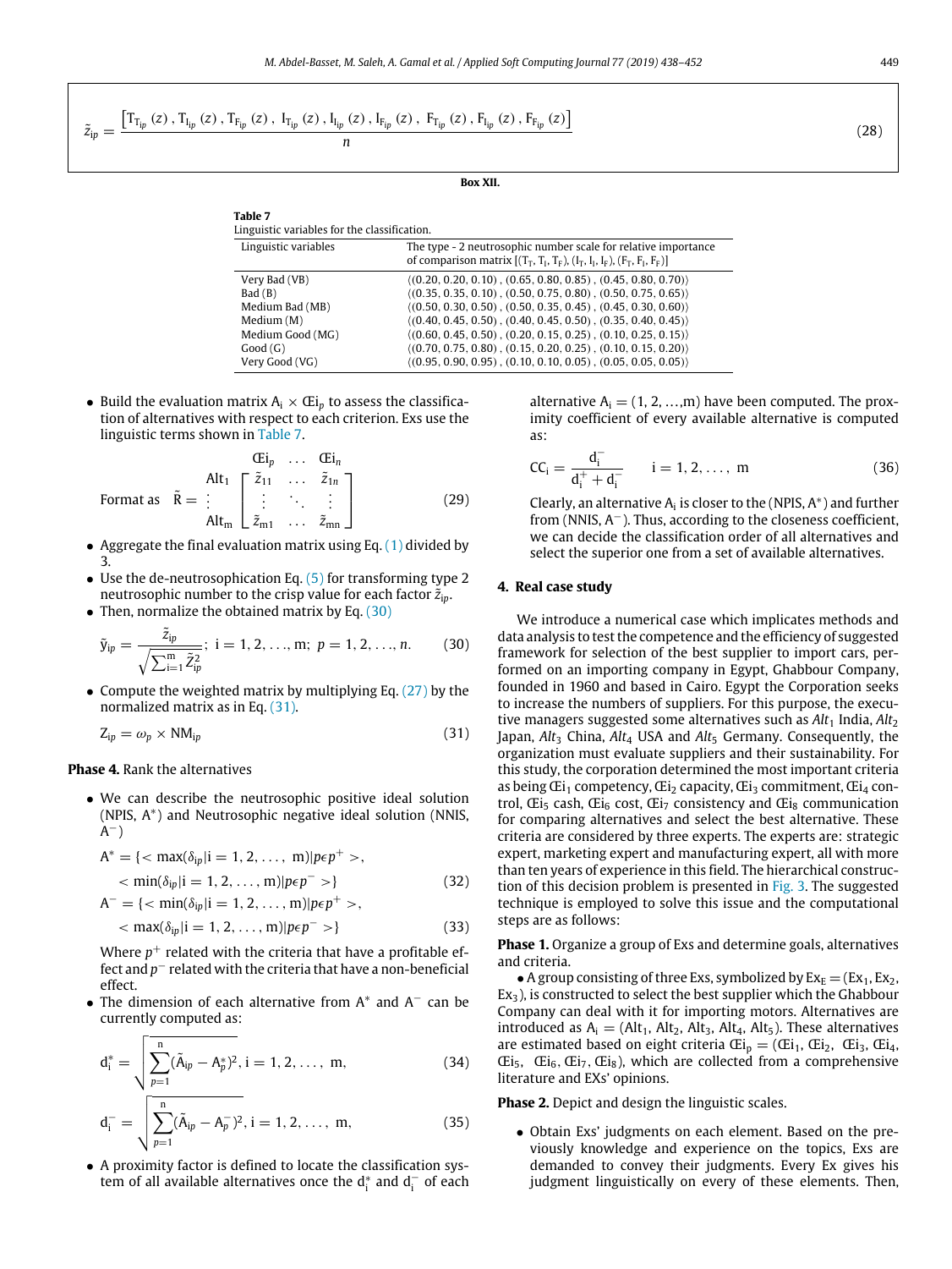$$\tilde{z}_{ip} = \frac{\left[T_{T_{ip}}(z), T_{I_{ip}}(z), T_{F_{ip}}(z), I_{T_{ip}}(z), I_{I_{ip}}(z), I_{F_{ip}}(z), F_{T_{ip}}(z), F_{I_{ip}}(z), F_{F_{ip}}(z)\right]}{n} \tag{28}$$

**Box XII.**

**Table 7**
Linguistic variables for the classification.

| Linguistic variables | The type - 2 neutrosophic number scale for relative importance of comparison matrix $[(T_T, T_I, T_F), (I_T, I_I, I_F), (F_T, F_I, F_F)]$ |
|---|---|
| Very Bad (VB) | $\langle(0.20, 0.20, 0.10), (0.65, 0.80, 0.85), (0.45, 0.80, 0.70)\rangle$ |
| Bad (B) | $\langle(0.35, 0.35, 0.10), (0.50, 0.75, 0.80), (0.50, 0.75, 0.65)\rangle$ |
| Medium Bad (MB) | $\langle(0.50, 0.30, 0.50), (0.50, 0.35, 0.45), (0.45, 0.30, 0.60)\rangle$ |
| Medium (M) | $\langle(0.40, 0.45, 0.50), (0.40, 0.45, 0.50), (0.35, 0.40, 0.45)\rangle$ |
| Medium Good (MG) | $\langle(0.60, 0.45, 0.50), (0.20, 0.15, 0.25), (0.10, 0.25, 0.15)\rangle$ |
| Good (G) | $\langle(0.70, 0.75, 0.80), (0.15, 0.20, 0.25), (0.10, 0.15, 0.20)\rangle$ |
| Very Good (VG) | $\langle(0.95, 0.90, 0.95), (0.10, 0.10, 0.05), (0.05, 0.05, 0.05)\rangle$ |

- Build the evaluation matrix $A_i \times Œi_p$ to assess the classification of alternatives with respect to each criterion. Exs use the linguistic terms shown in Table 7.

$$\text{Format as} \quad \tilde{R} = \begin{array}{c} \\ \text{Alt}_1 \\ \vdots \\ \text{Alt}_m \end{array} \begin{array}{c} Œi_p \quad \dots \quad Œi_n \\ \begin{bmatrix} \tilde{z}_{11} & \dots & \tilde{z}_{1n} \\ \vdots & \ddots & \vdots \\ \tilde{z}_{m1} & \dots & \tilde{z}_{mn} \end{bmatrix} \end{array} \tag{29}$$

- Aggregate the final evaluation matrix using Eq. (1) divided by 3.
- Use the de-neutrosophication Eq. (5) for transforming type 2 neutrosophic number to the crisp value for each factor $\tilde{z}_{ip}$.
- Then, normalize the obtained matrix by Eq. (30)

$$\tilde{y}_{ip} = \frac{\tilde{z}_{ip}}{\sqrt{\sum_{i=1}^{m} \tilde{Z}_{ip}^2}}; \ i = 1, 2, \dots, m; \ p = 1, 2, \dots, n. \tag{30}$$

- Compute the weighted matrix by multiplying Eq. (27) by the normalized matrix as in Eq. (31).

$$Z_{ip} = \omega_p \times NM_{ip} \tag{31}$$

**Phase 4.** Rank the alternatives

- We can describe the neutrosophic positive ideal solution (NPIS, $A^*$) and Neutrosophic negative ideal solution (NNIS, $A^-$)

$$A^* = \{< \max(\delta_{ip} | i = 1, 2, \dots, m) | p\epsilon p^+ >, \\ < \min(\delta_{ip} | i = 1, 2, \dots, m) | p\epsilon p^- >\} \tag{32}$$

$$A^- = \{< \min(\delta_{ip} | i = 1, 2, \dots, m) | p\epsilon p^+ >, \\ < \max(\delta_{ip} | i = 1, 2, \dots, m) | p\epsilon p^- >\} \tag{33}$$

Where $p^+$ related with the criteria that have a profitable effect and $p^-$ related with the criteria that have a non-beneficial effect.

- The dimension of each alternative from $A^*$ and $A^-$ can be currently computed as:

$$d_i^* = \sqrt{\sum_{p=1}^{n} (\tilde{A}_{ip} - A_p^*)^2}, i = 1, 2, \dots, m, \tag{34}$$

$$d_i^- = \sqrt{\sum_{p=1}^{n} (\tilde{A}_{ip} - A_p^-)^2}, i = 1, 2, \dots, m, \tag{35}$$

- A proximity factor is defined to locate the classification system of all available alternatives once the $d_i^*$ and $d_i^-$ of each alternative $A_i = (1, 2, \dots, m)$ have been computed. The proximity coefficient of every available alternative is computed as:

$$CC_i = \frac{d_i^-}{d_i^+ + d_i^-} \qquad i = 1, 2, \dots, m \tag{36}$$

Clearly, an alternative $A_i$ is closer to the (NPIS, $A^*$) and further from (NNIS, $A^-$). Thus, according to the closeness coefficient, we can decide the classification order of all alternatives and select the superior one from a set of available alternatives.

## 4. Real case study

We introduce a numerical case which implicates methods and data analysis to test the competence and the efficiency of suggested framework for selection of the best supplier to import cars, performed on an importing company in Egypt, Ghabbour Company, founded in 1960 and based in Cairo. Egypt the Corporation seeks to increase the numbers of suppliers. For this purpose, the executive managers suggested some alternatives such as $Alt_1$ India, $Alt_2$ Japan, $Alt_3$ China, $Alt_4$ USA and $Alt_5$ Germany. Consequently, the organization must evaluate suppliers and their sustainability. For this study, the corporation determined the most important criteria as being $Œi_1$ competency, $Œi_2$ capacity, $Œi_3$ commitment, $Œi_4$ control, $Œi_5$ cash, $Œi_6$ cost, $Œi_7$ consistency and $Œi_8$ communication for comparing alternatives and select the best alternative. These criteria are considered by three experts. The experts are: strategic expert, marketing expert and manufacturing expert, all with more than ten years of experience in this field. The hierarchical construction of this decision problem is presented in Fig. 3. The suggested technique is employed to solve this issue and the computational steps are as follows:

**Phase 1.** Organize a group of Exs and determine goals, alternatives and criteria.

- A group consisting of three Exs, symbolized by $Ex_E = (Ex_1, Ex_2, Ex_3)$, is constructed to select the best supplier which the Ghabbour Company can deal with it for importing motors. Alternatives are introduced as $A_i = (Alt_1, Alt_2, Alt_3, Alt_4, Alt_5)$. These alternatives are estimated based on eight criteria $Œi_p = (Œi_1, Œi_2, Œi_3, Œi_4, Œi_5, Œi_6, Œi_7, Œi_8)$, which are collected from a comprehensive literature and EXs' opinions.

**Phase 2.** Depict and design the linguistic scales.

- Obtain Exs' judgments on each element. Based on the previously knowledge and experience on the topics, Exs are demanded to convey their judgments. Every Ex gives his judgment linguistically on every of these elements. Then,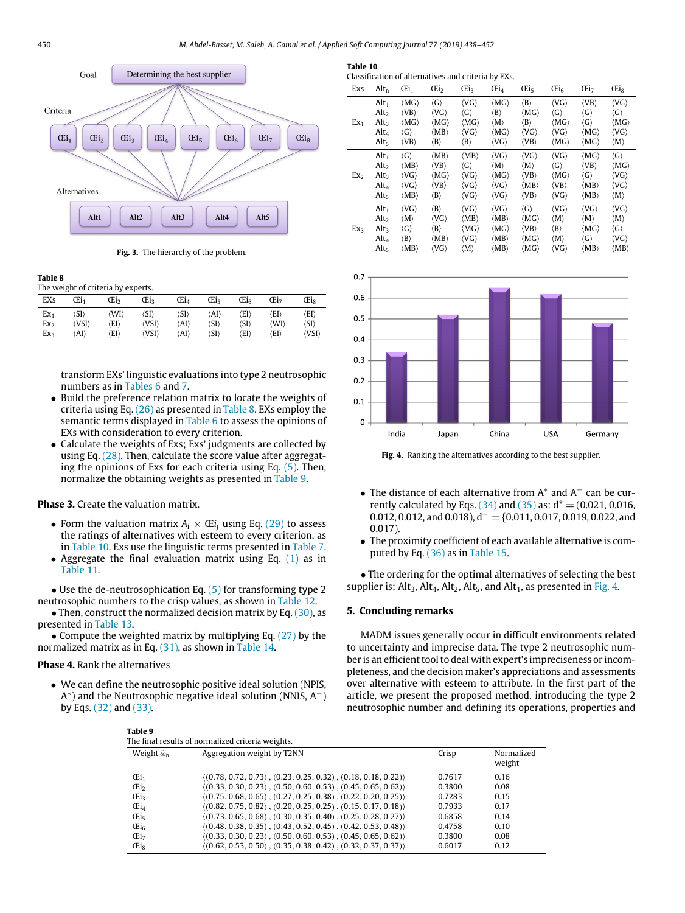Fig. 3. The hierarchy of the problem.

**Table 8**
The weight of criteria by experts.

| EXs | Œi$_1$ | Œi$_2$ | Œi$_3$ | Œi$_4$ | Œi$_5$ | Œi$_6$ | Œi$_7$ | Œi$_8$ |
|---|---|---|---|---|---|---|---|---|
| Ex$_1$ | ⟨SI⟩ | ⟨WI⟩ | ⟨SI⟩ | ⟨SI⟩ | ⟨AI⟩ | ⟨EI⟩ | ⟨EI⟩ | ⟨EI⟩ |
| Ex$_2$ | ⟨VSI⟩ | ⟨EI⟩ | ⟨VSI⟩ | ⟨AI⟩ | ⟨SI⟩ | ⟨SI⟩ | ⟨WI⟩ | ⟨SI⟩ |
| Ex$_3$ | ⟨AI⟩ | ⟨EI⟩ | ⟨VSI⟩ | ⟨AI⟩ | ⟨SI⟩ | ⟨EI⟩ | ⟨EI⟩ | ⟨VSI⟩ |

transform EXs' linguistic evaluations into type 2 neutrosophic numbers as in Tables 6 and 7.

- Build the preference relation matrix to locate the weights of criteria using Eq. (26) as presented in Table 8. EXs employ the semantic terms displayed in Table 6 to assess the opinions of EXs with consideration to every criterion.
- Calculate the weights of Exs; Exs' judgments are collected by using Eq. (28). Then, calculate the score value after aggregating the opinions of Exs for each criteria using Eq. (5). Then, normalize the obtaining weights as presented in Table 9.

**Phase 3.** Create the valuation matrix.

- Form the valuation matrix $A_i \times$ Œ$i_j$ using Eq. (29) to assess the ratings of alternatives with esteem to every criterion, as in Table 10. Exs use the linguistic terms presented in Table 7.
- Aggregate the final evaluation matrix using Eq. (1) as in Table 11.

- Use the de-neutrosophication Eq. (5) for transforming type 2 neutrosophic numbers to the crisp values, as shown in Table 12.
- Then, construct the normalized decision matrix by Eq. (30), as presented in Table 13.
- Compute the weighted matrix by multiplying Eq. (27) by the normalized matrix as in Eq. (31), as shown in Table 14.

**Phase 4.** Rank the alternatives

- We can define the neutrosophic positive ideal solution (NPIS, $A^*$) and the Neutrosophic negative ideal solution (NNIS, $A^-$) by Eqs. (32) and (33).

**Table 10**
Classification of alternatives and criteria by EXs.

| Exs | Alt$_n$ | Œi$_1$ | Œi$_2$ | Œi$_3$ | Œi$_4$ | Œi$_5$ | Œi$_6$ | Œi$_7$ | Œi$_8$ |
|---|---|---|---|---|---|---|---|---|---|
| Ex$_1$ | Alt$_1$ | ⟨MG⟩ | ⟨G⟩ | ⟨VG⟩ | ⟨MG⟩ | ⟨B⟩ | ⟨VG⟩ | ⟨VB⟩ | ⟨VG⟩ |
| | Alt$_2$ | ⟨VB⟩ | ⟨VG⟩ | ⟨G⟩ | ⟨B⟩ | ⟨MG⟩ | ⟨G⟩ | ⟨G⟩ | ⟨G⟩ |
| | Alt$_3$ | ⟨MG⟩ | ⟨MG⟩ | ⟨MG⟩ | ⟨M⟩ | ⟨B⟩ | ⟨MG⟩ | ⟨G⟩ | ⟨MG⟩ |
| | Alt$_4$ | ⟨G⟩ | ⟨MB⟩ | ⟨VG⟩ | ⟨MG⟩ | ⟨VG⟩ | ⟨VG⟩ | ⟨MG⟩ | ⟨VG⟩ |
| | Alt$_5$ | ⟨VB⟩ | ⟨B⟩ | ⟨B⟩ | ⟨VG⟩ | ⟨VB⟩ | ⟨MG⟩ | ⟨MG⟩ | ⟨M⟩ |
| Ex$_2$ | Alt$_1$ | ⟨G⟩ | ⟨MB⟩ | ⟨MB⟩ | ⟨VG⟩ | ⟨VG⟩ | ⟨VG⟩ | ⟨MG⟩ | ⟨G⟩ |
| | Alt$_2$ | ⟨MB⟩ | ⟨VB⟩ | ⟨G⟩ | ⟨M⟩ | ⟨M⟩ | ⟨G⟩ | ⟨VB⟩ | ⟨MG⟩ |
| | Alt$_3$ | ⟨VG⟩ | ⟨MG⟩ | ⟨VG⟩ | ⟨MG⟩ | ⟨VB⟩ | ⟨MG⟩ | ⟨G⟩ | ⟨VG⟩ |
| | Alt$_4$ | ⟨VG⟩ | ⟨VB⟩ | ⟨VG⟩ | ⟨VG⟩ | ⟨MB⟩ | ⟨VB⟩ | ⟨MB⟩ | ⟨VG⟩ |
| | Alt$_5$ | ⟨MB⟩ | ⟨B⟩ | ⟨VG⟩ | ⟨VG⟩ | ⟨VB⟩ | ⟨VG⟩ | ⟨MB⟩ | ⟨M⟩ |
| Ex$_3$ | Alt$_1$ | ⟨VG⟩ | ⟨B⟩ | ⟨VG⟩ | ⟨VG⟩ | ⟨G⟩ | ⟨VG⟩ | ⟨VG⟩ | ⟨VG⟩ |
| | Alt$_2$ | ⟨M⟩ | ⟨VG⟩ | ⟨MB⟩ | ⟨MB⟩ | ⟨MG⟩ | ⟨M⟩ | ⟨M⟩ | ⟨M⟩ |
| | Alt$_3$ | ⟨G⟩ | ⟨B⟩ | ⟨MG⟩ | ⟨MG⟩ | ⟨VB⟩ | ⟨B⟩ | ⟨MG⟩ | ⟨G⟩ |
| | Alt$_4$ | ⟨B⟩ | ⟨MB⟩ | ⟨VG⟩ | ⟨MB⟩ | ⟨MG⟩ | ⟨M⟩ | ⟨G⟩ | ⟨VG⟩ |
| | Alt$_5$ | ⟨MB⟩ | ⟨VG⟩ | ⟨M⟩ | ⟨MB⟩ | ⟨MG⟩ | ⟨VG⟩ | ⟨MB⟩ | ⟨MB⟩ |

Fig. 4. Ranking the alternatives according to the best supplier.

- The distance of each alternative from $A^*$ and $A^-$ can be currently calculated by Eqs. (34) and (35) as: $d^* = (0.021, 0.016, 0.012, 0.012, \text{and } 0.018)$, $d^- = \{0.011, 0.017, 0.019, 0.022, \text{and } 0.017)$.
- The proximity coefficient of each available alternative is computed by Eq. (36) as in Table 15.

- The ordering for the optimal alternatives of selecting the best supplier is: Alt$_3$, Alt$_4$, Alt$_2$, Alt$_5$, and Alt$_1$, as presented in Fig. 4.

## 5. Concluding remarks

MADM issues generally occur in difficult environments related to uncertainty and imprecise data. The type 2 neutrosophic number is an efficient tool to deal with expert's impreciseness or incompleteness, and the decision maker's appreciations and assessments over alternative with esteem to attribute. In the first part of the article, we present the proposed method, introducing the type 2 neutrosophic number and defining its operations, properties and

**Table 9**
The final results of normalized criteria weights.

| Weight $\tilde{\omega}_n$ | Aggregation weight by T2NN | Crisp | Normalized weight |
|---|---|---|---|
| Œi$_1$ | ⟨(0.78, 0.72, 0.73) , (0.23, 0.25, 0.32) , (0.18, 0.18, 0.22)⟩ | 0.7617 | 0.16 |
| Œi$_2$ | ⟨(0.33, 0.30, 0.23) , (0.50, 0.60, 0.53) , (0.45, 0.65, 0.62)⟩ | 0.3800 | 0.08 |
| Œi$_3$ | ⟨(0.75, 0.68, 0.65) , (0.27, 0.25, 0.38) , (0.22, 0.20, 0.25)⟩ | 0.7283 | 0.15 |
| Œi$_4$ | ⟨(0.82, 0.75, 0.82) , (0.20, 0.25, 0.25) , (0.15, 0.17, 0.18)⟩ | 0.7933 | 0.17 |
| Œi$_5$ | ⟨(0.73, 0.65, 0.68) , (0.30, 0.35, 0.40) , (0.25, 0.28, 0.27)⟩ | 0.6858 | 0.14 |
| Œi$_6$ | ⟨(0.48, 0.38, 0.35) , (0.43, 0.52, 0.45) , (0.42, 0.53, 0.48)⟩ | 0.4758 | 0.10 |
| Œi$_7$ | ⟨(0.33, 0.30, 0.23) , (0.50, 0.60, 0.53) , (0.45, 0.65, 0.62)⟩ | 0.3800 | 0.08 |
| Œi$_8$ | ⟨(0.62, 0.53, 0.50) , (0.35, 0.38, 0.42) , (0.32, 0.37, 0.37)⟩ | 0.6017 | 0.12 |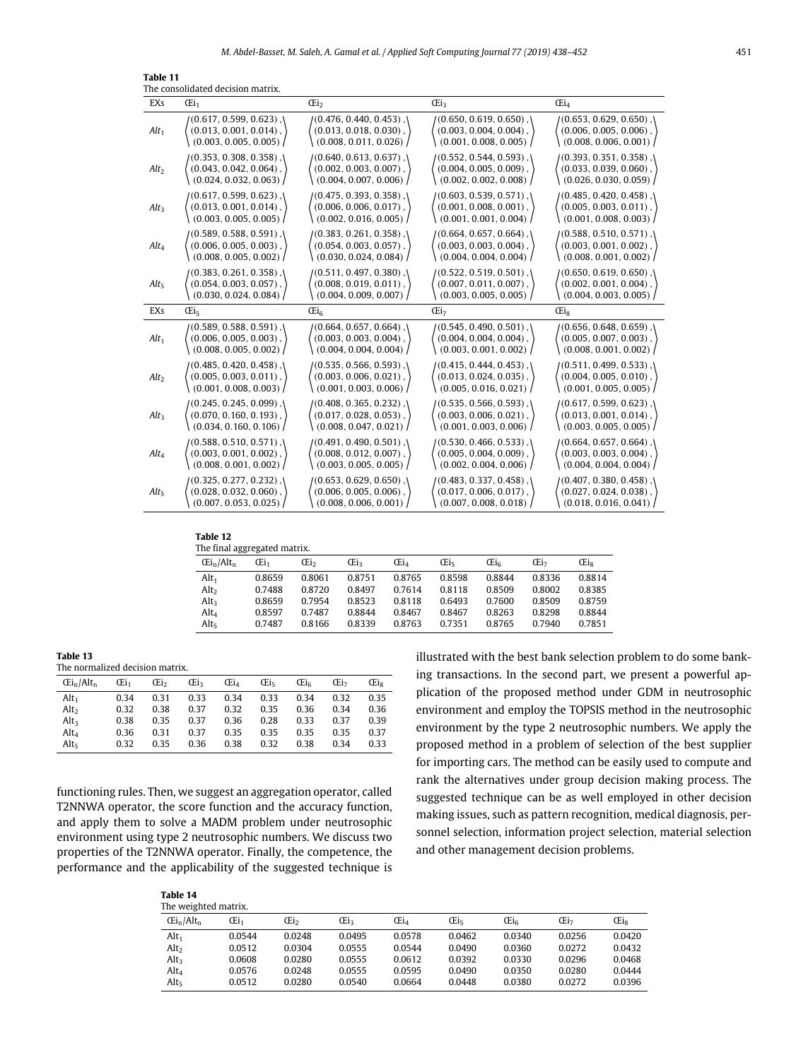**Table 11**
The consolidated decision matrix.

| EXs | Œi$_1$ | Œi$_2$ | Œi$_3$ | Œi$_4$ |
|---|---|---|---|---|
| $Alt_1$ | $\langle(0.617, 0.599, 0.623), (0.013, 0.001, 0.014), (0.003, 0.005, 0.005)\rangle$ | $\langle(0.476, 0.440, 0.453), (0.013, 0.018, 0.030), (0.008, 0.011, 0.026)\rangle$ | $\langle(0.650, 0.619, 0.650), (0.003, 0.004, 0.004), (0.001, 0.008, 0.005)\rangle$ | $\langle(0.653, 0.629, 0.650), (0.006, 0.005, 0.006), (0.008, 0.006, 0.001)\rangle$ |
| $Alt_2$ | $\langle(0.353, 0.308, 0.358), (0.043, 0.042, 0.064), (0.024, 0.032, 0.063)\rangle$ | $\langle(0.640, 0.613, 0.637), (0.002, 0.003, 0.007), (0.004, 0.007, 0.006)\rangle$ | $\langle(0.552, 0.544, 0.593), (0.004, 0.005, 0.009), (0.002, 0.002, 0.008)\rangle$ | $\langle(0.393, 0.351, 0.358), (0.033, 0.039, 0.060), (0.026, 0.030, 0.059)\rangle$ |
| $Alt_3$ | $\langle(0.617, 0.599, 0.623), (0.013, 0.001, 0.014), (0.003, 0.005, 0.005)\rangle$ | $\langle(0.475, 0.393, 0.358), (0.006, 0.006, 0.017), (0.002, 0.016, 0.005)\rangle$ | $\langle(0.603, 0.539, 0.571), (0.001, 0.008, 0.001), (0.001, 0.001, 0.004)\rangle$ | $\langle(0.485, 0.420, 0.458), (0.005, 0.003, 0.011), (0.001, 0.008, 0.003)\rangle$ |
| $Alt_4$ | $\langle(0.589, 0.588, 0.591), (0.006, 0.005, 0.003), (0.008, 0.005, 0.002)\rangle$ | $\langle(0.383, 0.261, 0.358), (0.054, 0.003, 0.057), (0.030, 0.024, 0.084)\rangle$ | $\langle(0.664, 0.657, 0.664), (0.003, 0.003, 0.004), (0.004, 0.004, 0.004)\rangle$ | $\langle(0.588, 0.510, 0.571), (0.003, 0.001, 0.002), (0.008, 0.001, 0.002)\rangle$ |
| $Alt_5$ | $\langle(0.383, 0.261, 0.358), (0.054, 0.003, 0.057), (0.030, 0.024, 0.084)\rangle$ | $\langle(0.511, 0.497, 0.380), (0.008, 0.019, 0.011), (0.004, 0.009, 0.007)\rangle$ | $\langle(0.522, 0.519, 0.501), (0.007, 0.011, 0.007), (0.003, 0.005, 0.005)\rangle$ | $\langle(0.650, 0.619, 0.650), (0.002, 0.001, 0.004), (0.004, 0.003, 0.005)\rangle$ |
| EXs | Œi$_5$ | Œi$_6$ | Œi$_7$ | Œi$_8$ |
| $Alt_1$ | $\langle(0.589, 0.588, 0.591), (0.006, 0.005, 0.003), (0.008, 0.005, 0.002)\rangle$ | $\langle(0.664, 0.657, 0.664), (0.003, 0.003, 0.004), (0.004, 0.004, 0.004)\rangle$ | $\langle(0.545, 0.490, 0.501), (0.004, 0.004, 0.004), (0.003, 0.001, 0.002)\rangle$ | $\langle(0.656, 0.648, 0.659), (0.005, 0.007, 0.003), (0.008, 0.001, 0.002)\rangle$ |
| $Alt_2$ | $\langle(0.485, 0.420, 0.458), (0.005, 0.003, 0.011), (0.001, 0.008, 0.003)\rangle$ | $\langle(0.535, 0.566, 0.593), (0.003, 0.006, 0.021), (0.001, 0.003, 0.006)\rangle$ | $\langle(0.415, 0.444, 0.453), (0.013, 0.024, 0.035), (0.005, 0.016, 0.021)\rangle$ | $\langle(0.511, 0.499, 0.533), (0.004, 0.005, 0.010), (0.001, 0.005, 0.005)\rangle$ |
| $Alt_3$ | $\langle(0.245, 0.245, 0.099), (0.070, 0.160, 0.193), (0.034, 0.160, 0.106)\rangle$ | $\langle(0.408, 0.365, 0.232), (0.017, 0.028, 0.053), (0.008, 0.047, 0.021)\rangle$ | $\langle(0.535, 0.566, 0.593), (0.003, 0.006, 0.021), (0.001, 0.003, 0.006)\rangle$ | $\langle(0.617, 0.599, 0.623), (0.013, 0.001, 0.014), (0.003, 0.005, 0.005)\rangle$ |
| $Alt_4$ | $\langle(0.588, 0.510, 0.571), (0.003, 0.001, 0.002), (0.008, 0.001, 0.002)\rangle$ | $\langle(0.491, 0.490, 0.501), (0.008, 0.012, 0.007), (0.003, 0.005, 0.005)\rangle$ | $\langle(0.530, 0.466, 0.533), (0.005, 0.004, 0.009), (0.002, 0.004, 0.006)\rangle$ | $\langle(0.664, 0.657, 0.664), (0.003, 0.003, 0.004), (0.004, 0.004, 0.004)\rangle$ |
| $Alt_5$ | $\langle(0.325, 0.277, 0.232), (0.028, 0.032, 0.060), (0.007, 0.053, 0.025)\rangle$ | $\langle(0.653, 0.629, 0.650), (0.006, 0.005, 0.006), (0.008, 0.006, 0.001)\rangle$ | $\langle(0.483, 0.337, 0.458), (0.017, 0.006, 0.017), (0.007, 0.008, 0.018)\rangle$ | $\langle(0.407, 0.380, 0.458), (0.027, 0.024, 0.038), (0.018, 0.016, 0.041)\rangle$ |

**Table 12**
The final aggregated matrix.

| Œi$_n$/Alt$_n$ | Œi$_1$ | Œi$_2$ | Œi$_3$ | Œi$_4$ | Œi$_5$ | Œi$_6$ | Œi$_7$ | Œi$_8$ |
|---|---|---|---|---|---|---|---|---|
| Alt$_1$ | 0.8659 | 0.8061 | 0.8751 | 0.8765 | 0.8598 | 0.8844 | 0.8336 | 0.8814 |
| Alt$_2$ | 0.7488 | 0.8720 | 0.8497 | 0.7614 | 0.8118 | 0.8509 | 0.8002 | 0.8385 |
| Alt$_3$ | 0.8659 | 0.7954 | 0.8523 | 0.8118 | 0.6493 | 0.7600 | 0.8509 | 0.8759 |
| Alt$_4$ | 0.8597 | 0.7487 | 0.8844 | 0.8467 | 0.8467 | 0.8263 | 0.8298 | 0.8844 |
| Alt$_5$ | 0.7487 | 0.8166 | 0.8339 | 0.8763 | 0.7351 | 0.8765 | 0.7940 | 0.7851 |

**Table 13**
The normalized decision matrix.

| Œi$_n$/Alt$_n$ | Œi$_1$ | Œi$_2$ | Œi$_3$ | Œi$_4$ | Œi$_5$ | Œi$_6$ | Œi$_7$ | Œi$_8$ |
|---|---|---|---|---|---|---|---|---|
| Alt$_1$ | 0.34 | 0.31 | 0.33 | 0.34 | 0.33 | 0.34 | 0.32 | 0.35 |
| Alt$_2$ | 0.32 | 0.38 | 0.37 | 0.32 | 0.35 | 0.36 | 0.34 | 0.36 |
| Alt$_3$ | 0.38 | 0.35 | 0.37 | 0.36 | 0.28 | 0.33 | 0.37 | 0.39 |
| Alt$_4$ | 0.36 | 0.31 | 0.37 | 0.35 | 0.35 | 0.35 | 0.35 | 0.37 |
| Alt$_5$ | 0.32 | 0.35 | 0.36 | 0.38 | 0.32 | 0.38 | 0.34 | 0.33 |

functioning rules. Then, we suggest an aggregation operator, called T2NNWA operator, the score function and the accuracy function, and apply them to solve a MADM problem under neutrosophic environment using type 2 neutrosophic numbers. We discuss two properties of the T2NNWA operator. Finally, the competence, the performance and the applicability of the suggested technique is illustrated with the best bank selection problem to do some banking transactions. In the second part, we present a powerful application of the proposed method under GDM in neutrosophic environment and employ the TOPSIS method in the neutrosophic environment by the type 2 neutrosophic numbers. We apply the proposed method in a problem of selection of the best supplier for importing cars. The method can be easily used to compute and rank the alternatives under group decision making process. The suggested technique can be as well employed in other decision making issues, such as pattern recognition, medical diagnosis, personnel selection, information project selection, material selection and other management decision problems.

**Table 14**
The weighted matrix.

| Œi$_n$/Alt$_n$ | Œi$_1$ | Œi$_2$ | Œi$_3$ | Œi$_4$ | Œi$_5$ | Œi$_6$ | Œi$_7$ | Œi$_8$ |
|---|---|---|---|---|---|---|---|---|
| Alt$_1$ | 0.0544 | 0.0248 | 0.0495 | 0.0578 | 0.0462 | 0.0340 | 0.0256 | 0.0420 |
| Alt$_2$ | 0.0512 | 0.0304 | 0.0555 | 0.0544 | 0.0490 | 0.0360 | 0.0272 | 0.0432 |
| Alt$_3$ | 0.0608 | 0.0280 | 0.0555 | 0.0612 | 0.0392 | 0.0330 | 0.0296 | 0.0468 |
| Alt$_4$ | 0.0576 | 0.0248 | 0.0555 | 0.0595 | 0.0490 | 0.0350 | 0.0280 | 0.0444 |
| Alt$_5$ | 0.0512 | 0.0280 | 0.0540 | 0.0664 | 0.0448 | 0.0380 | 0.0272 | 0.0396 |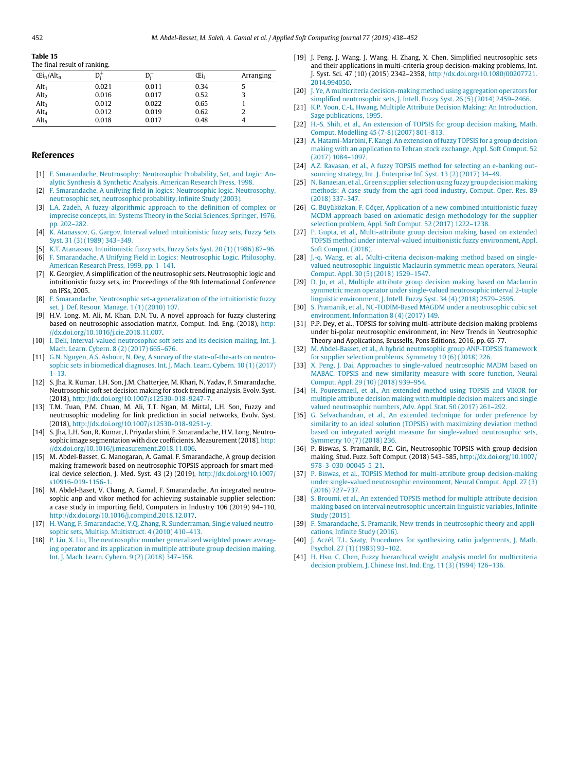**Table 15**
The final result of ranking.

| Œi$_n$/Alt$_n$ | $D_i^+$ | $D_i^-$ | Œi$_i$ | Arranging |
|---|---|---|---|---|
| Alt$_1$ | 0.021 | 0.011 | 0.34 | 5 |
| Alt$_2$ | 0.016 | 0.017 | 0.52 | 3 |
| Alt$_3$ | 0.012 | 0.022 | 0.65 | 1 |
| Alt$_4$ | 0.012 | 0.019 | 0.62 | 2 |
| Alt$_5$ | 0.018 | 0.017 | 0.48 | 4 |

## References

[1] F. Smarandache, Neutrosophy: Neutrosophic Probability, Set, and Logic: Analytic Synthesis & Synthetic Analysis, American Research Press, 1998.

[2] F. Smarandache, A unifying field in logics: Neutrosophic logic. Neutrosophy, neutrosophic set, neutrosophic probability, Infinite Study (2003).

[3] L.A. Zadeh, A fuzzy-algorithmic approach to the definition of complex or imprecise concepts, in: Systems Theory in the Social Sciences, Springer, 1976, pp. 202–282.

[4] K. Atanassov, G. Gargov, Interval valued intuitionistic fuzzy sets, Fuzzy Sets Syst. 31 (3) (1989) 343–349.

[5] K.T. Atanassov, Intuitionistic fuzzy sets, Fuzzy Sets Syst. 20 (1) (1986) 87–96.

[6] F. Smarandache, A Unifying Field in Logics: Neutrosophic Logic. Philosophy, American Research Press, 1999, pp. 1–141.

[7] K. Georgiev, A simplification of the neutrosophic sets. Neutrosophic logic and intuitionistic fuzzy sets, in: Proceedings of the 9th International Conference on IFSs, 2005.

[8] F. Smarandache, Neutrosophic set-a generalization of the intuitionistic fuzzy set, J. Def. Resour. Manage. 1 (1) (2010) 107.

[9] H.V. Long, M. Ali, M. Khan, D.N. Tu, A novel approach for fuzzy clustering based on neutrosophic association matrix, Comput. Ind. Eng. (2018), http://dx.doi.org/10.1016/j.cie.2018.11.007.

[10] I. Deli, Interval-valued neutrosophic soft sets and its decision making, Int. J. Mach. Learn. Cybern. 8 (2) (2017) 665–676.

[11] G.N. Nguyen, A.S. Ashour, N. Dey, A survey of the state-of-the-arts on neutrosophic sets in biomedical diagnoses, Int. J. Mach. Learn. Cybern. 10 (1) (2017) 1–13.

[12] S. Jha, R. Kumar, L.H. Son, J.M. Chatterjee, M. Khari, N. Yadav, F. Smarandache, Neutrosophic soft set decision making for stock trending analysis, Evolv. Syst. (2018), http://dx.doi.org/10.1007/s12530-018-9247-7.

[13] T.M. Tuan, P.M. Chuan, M. Ali, T.T. Ngan, M. Mittal, L.H. Son, Fuzzy and neutrosophic modeling for link prediction in social networks, Evolv. Syst. (2018), http://dx.doi.org/10.1007/s12530-018-9251-y.

[14] S. Jha, L.H. Son, R. Kumar, I. Priyadarshini, F. Smarandache, H.V. Long, Neutrosophic image segmentation with dice coefficients, Measurement (2018), http://dx.doi.org/10.1016/j.measurement.2018.11.006.

[15] M. Abdel-Basset, G. Manogaran, A. Gamal, F. Smarandache, A group decision making framework based on neutrosophic TOPSIS approach for smart medical device selection, J. Med. Syst. 43 (2) (2019), http://dx.doi.org/10.1007/s10916-019-1156-1.

[16] M. Abdel-Baset, V. Chang, A. Gamal, F. Smarandache, An integrated neutrosophic anp and vikor method for achieving sustainable supplier selection: a case study in importing field, Computers in Industry 106 (2019) 94–110, http://dx.doi.org/10.1016/j.compind.2018.12.017.

[17] H. Wang, F. Smarandache, Y.Q. Zhang, R. Sunderraman, Single valued neutrosophic sets, Multisp. Multistruct. 4 (2010) 410–413.

[18] P. Liu, X. Liu, The neutrosophic number generalized weighted power averaging operator and its application in multiple attribute group decision making, Int. J. Mach. Learn. Cybern. 9 (2) (2018) 347–358.

[19] J. Peng, J. Wang, J. Wang, H. Zhang, X. Chen, Simplified neutrosophic sets and their applications in multi-criteria group decision-making problems, Int. J. Syst. Sci. 47 (10) (2015) 2342–2358, http://dx.doi.org/10.1080/00207721.2014.994050.

[20] J. Ye, A multicriteria decision-making method using aggregation operators for simplified neutrosophic sets, J. Intell. Fuzzy Syst. 26 (5) (2014) 2459–2466.

[21] K.P. Yoon, C.-L. Hwang, Multiple Attribute Decision Making: An Introduction, Sage publications, 1995.

[22] H.-S. Shih, et al., An extension of TOPSIS for group decision making, Math. Comput. Modelling 45 (7-8) (2007) 801–813.

[23] A. Hatami-Marbini, F. Kangi, An extension of fuzzy TOPSIS for a group decision making with an application to Tehran stock exchange, Appl. Soft Comput. 52 (2017) 1084–1097.

[24] A.Z. Ravasan, et al., A fuzzy TOPSIS method for selecting an e-banking outsourcing strategy, Int. J. Enterprise Inf. Syst. 13 (2) (2017) 34–49.

[25] N. Banaeian, et al., Green supplier selection using fuzzy group decision making methods: A case study from the agri-food industry, Comput. Oper. Res. 89 (2018) 337–347.

[26] G. Büyüközkan, F. Göçer, Application of a new combined intuitionistic fuzzy MCDM approach based on axiomatic design methodology for the supplier selection problem, Appl. Soft Comput. 52 (2017) 1222–1238.

[27] P. Gupta, et al., Multi-attribute group decision making based on extended TOPSIS method under interval-valued intuitionistic fuzzy environment, Appl. Soft Comput. (2018).

[28] J.-q. Wang, et al., Multi-criteria decision-making method based on single-valued neutrosophic linguistic Maclaurin symmetric mean operators, Neural Comput. Appl. 30 (5) (2018) 1529–1547.

[29] D. Ju, et al., Multiple attribute group decision making based on Maclaurin symmetric mean operator under single-valued neutrosophic interval 2-tuple linguistic environment, J. Intell. Fuzzy Syst. 34 (4) (2018) 2579–2595.

[30] S. Pramanik, et al., NC-TODIM-Based MAGDM under a neutrosophic cubic set environment, Information 8 (4) (2017) 149.

[31] P.P. Dey, et al., TOPSIS for solving multi-attribute decision making problems under bi-polar neutrosophic environment, in: New Trends in Neutrosophic Theory and Applications, Brussells, Pons Editions, 2016, pp. 65-77.

[32] M. Abdel-Basset, et al., A hybrid neutrosophic group ANP-TOPSIS framework for supplier selection problems, Symmetry 10 (6) (2018) 226.

[33] X. Peng, J. Dai, Approaches to single-valued neutrosophic MADM based on MABAC, TOPSIS and new similarity measure with score function, Neural Comput. Appl. 29 (10) (2018) 939–954.

[34] H. Pouresmaeil, et al., An extended method using TOPSIS and VIKOR for multiple attribute decision making with multiple decision makers and single valued neutrosophic numbers, Adv. Appl. Stat. 50 (2017) 261–292.

[35] G. Selvachandran, et al., An extended technique for order preference by similarity to an ideal solution (TOPSIS) with maximizing deviation method based on integrated weight measure for single-valued neutrosophic sets, Symmetry 10 (7) (2018) 236.

[36] P. Biswas, S. Pramanik, B.C. Giri, Neutrosophic TOPSIS with group decision making, Stud. Fuzz. Soft Comput. (2018) 543–585, http://dx.doi.org/10.1007/978-3-030-00045-5_21.

[37] P. Biswas, et al., TOPSIS Method for multi-attribute group decision-making under single-valued neutrosophic environment, Neural Comput. Appl. 27 (3) (2016) 727–737.

[38] S. Broumi, et al., An extended TOPSIS method for multiple attribute decision making based on interval neutrosophic uncertain linguistic variables, Infinite Study (2015).

[39] F. Smarandache, S. Pramanik, New trends in neutrosophic theory and applications, Infinite Study (2016).

[40] J. Aczél, T.L. Saaty, Procedures for synthesizing ratio judgements, J. Math. Psychol. 27 (1) (1983) 93–102.

[41] H. Hsu, C. Chen, Fuzzy hierarchical weight analysis model for multicriteria decision problem, J. Chinese Inst. Ind. Eng. 11 (3) (1994) 126–136.